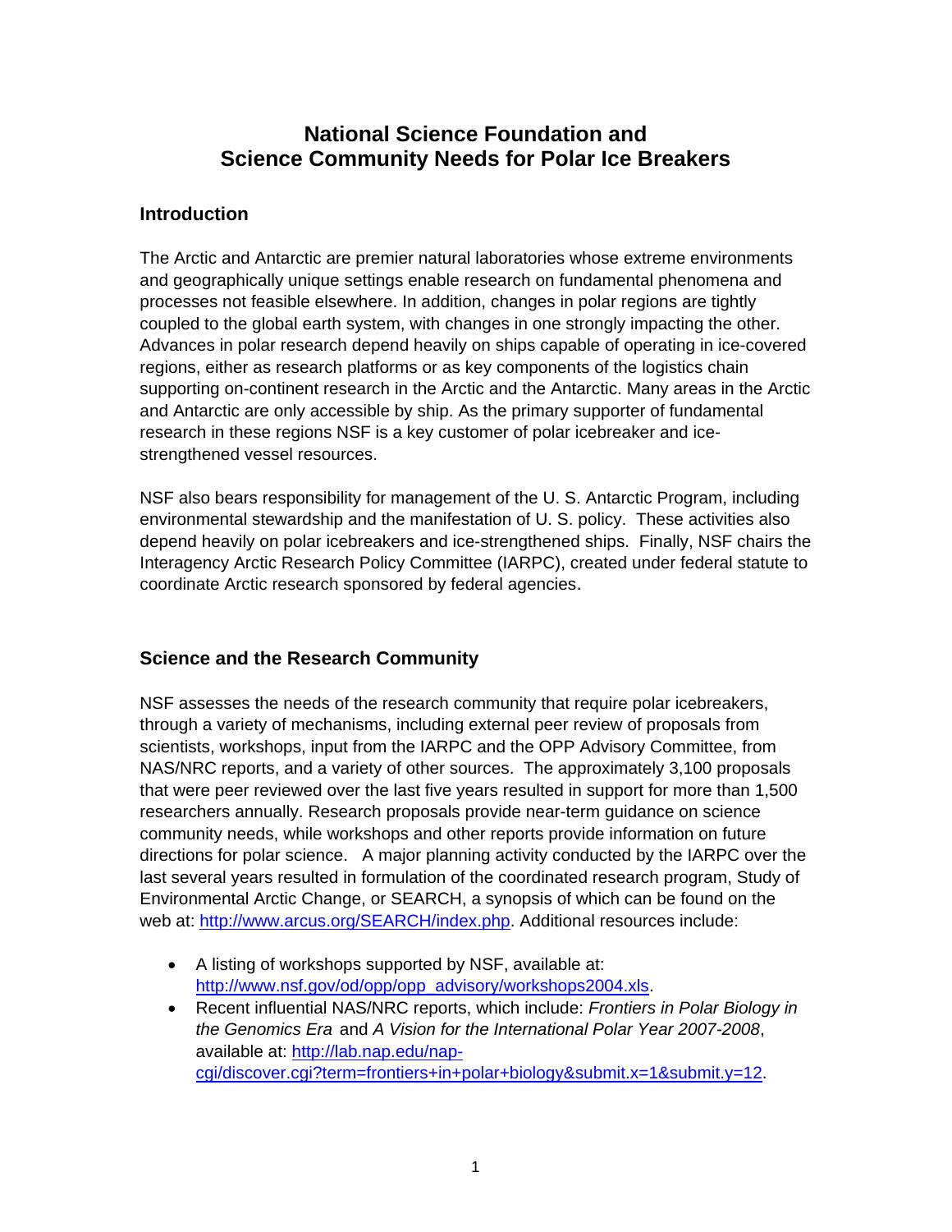# National Science Foundation and Science Community Needs for Polar Ice Breakers

## Introduction

The Arctic and Antarctic are premier natural laboratories whose extreme environments and geographically unique settings enable research on fundamental phenomena and processes not feasible elsewhere. In addition, changes in polar regions are tightly coupled to the global earth system, with changes in one strongly impacting the other. Advances in polar research depend heavily on ships capable of operating in ice-covered regions, either as research platforms or as key components of the logistics chain supporting on-continent research in the Arctic and the Antarctic. Many areas in the Arctic and Antarctic are only accessible by ship. As the primary supporter of fundamental research in these regions NSF is a key customer of polar icebreaker and ice-strengthened vessel resources.

NSF also bears responsibility for management of the U. S. Antarctic Program, including environmental stewardship and the manifestation of U. S. policy. These activities also depend heavily on polar icebreakers and ice-strengthened ships. Finally, NSF chairs the Interagency Arctic Research Policy Committee (IARPC), created under federal statute to coordinate Arctic research sponsored by federal agencies.

## Science and the Research Community

NSF assesses the needs of the research community that require polar icebreakers, through a variety of mechanisms, including external peer review of proposals from scientists, workshops, input from the IARPC and the OPP Advisory Committee, from NAS/NRC reports, and a variety of other sources. The approximately 3,100 proposals that were peer reviewed over the last five years resulted in support for more than 1,500 researchers annually. Research proposals provide near-term guidance on science community needs, while workshops and other reports provide information on future directions for polar science. A major planning activity conducted by the IARPC over the last several years resulted in formulation of the coordinated research program, Study of Environmental Arctic Change, or SEARCH, a synopsis of which can be found on the web at: http://www.arcus.org/SEARCH/index.php. Additional resources include:

- A listing of workshops supported by NSF, available at: http://www.nsf.gov/od/opp/opp_advisory/workshops2004.xls.
- Recent influential NAS/NRC reports, which include: *Frontiers in Polar Biology in the Genomics Era* and *A Vision for the International Polar Year 2007-2008*, available at: http://lab.nap.edu/nap-cgi/discover.cgi?term=frontiers+in+polar+biology&submit.x=1&submit.y=12.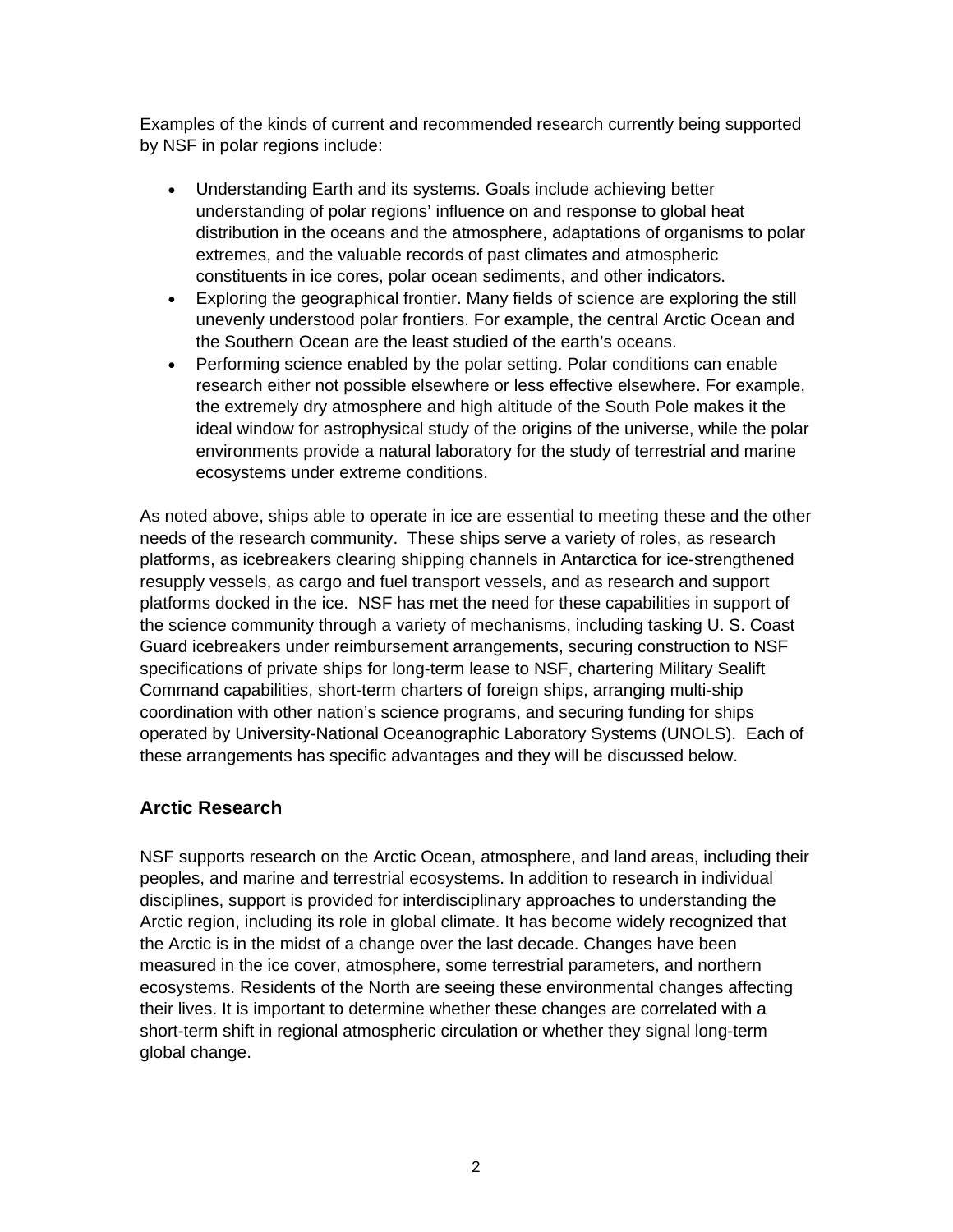Examples of the kinds of current and recommended research currently being supported by NSF in polar regions include:

- Understanding Earth and its systems. Goals include achieving better understanding of polar regions' influence on and response to global heat distribution in the oceans and the atmosphere, adaptations of organisms to polar extremes, and the valuable records of past climates and atmospheric constituents in ice cores, polar ocean sediments, and other indicators.
- Exploring the geographical frontier. Many fields of science are exploring the still unevenly understood polar frontiers. For example, the central Arctic Ocean and the Southern Ocean are the least studied of the earth's oceans.
- Performing science enabled by the polar setting. Polar conditions can enable research either not possible elsewhere or less effective elsewhere. For example, the extremely dry atmosphere and high altitude of the South Pole makes it the ideal window for astrophysical study of the origins of the universe, while the polar environments provide a natural laboratory for the study of terrestrial and marine ecosystems under extreme conditions.

As noted above, ships able to operate in ice are essential to meeting these and the other needs of the research community. These ships serve a variety of roles, as research platforms, as icebreakers clearing shipping channels in Antarctica for ice-strengthened resupply vessels, as cargo and fuel transport vessels, and as research and support platforms docked in the ice. NSF has met the need for these capabilities in support of the science community through a variety of mechanisms, including tasking U. S. Coast Guard icebreakers under reimbursement arrangements, securing construction to NSF specifications of private ships for long-term lease to NSF, chartering Military Sealift Command capabilities, short-term charters of foreign ships, arranging multi-ship coordination with other nation's science programs, and securing funding for ships operated by University-National Oceanographic Laboratory Systems (UNOLS). Each of these arrangements has specific advantages and they will be discussed below.

## Arctic Research

NSF supports research on the Arctic Ocean, atmosphere, and land areas, including their peoples, and marine and terrestrial ecosystems. In addition to research in individual disciplines, support is provided for interdisciplinary approaches to understanding the Arctic region, including its role in global climate. It has become widely recognized that the Arctic is in the midst of a change over the last decade. Changes have been measured in the ice cover, atmosphere, some terrestrial parameters, and northern ecosystems. Residents of the North are seeing these environmental changes affecting their lives. It is important to determine whether these changes are correlated with a short-term shift in regional atmospheric circulation or whether they signal long-term global change.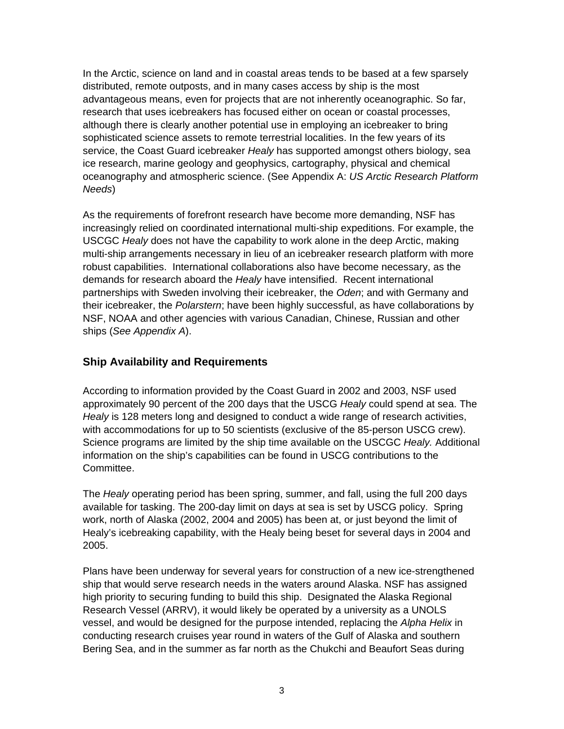In the Arctic, science on land and in coastal areas tends to be based at a few sparsely distributed, remote outposts, and in many cases access by ship is the most advantageous means, even for projects that are not inherently oceanographic. So far, research that uses icebreakers has focused either on ocean or coastal processes, although there is clearly another potential use in employing an icebreaker to bring sophisticated science assets to remote terrestrial localities. In the few years of its service, the Coast Guard icebreaker *Healy* has supported amongst others biology, sea ice research, marine geology and geophysics, cartography, physical and chemical oceanography and atmospheric science. (See Appendix A: *US Arctic Research Platform Needs*)

As the requirements of forefront research have become more demanding, NSF has increasingly relied on coordinated international multi-ship expeditions. For example, the USCGC *Healy* does not have the capability to work alone in the deep Arctic, making multi-ship arrangements necessary in lieu of an icebreaker research platform with more robust capabilities. International collaborations also have become necessary, as the demands for research aboard the *Healy* have intensified. Recent international partnerships with Sweden involving their icebreaker, the *Oden*; and with Germany and their icebreaker, the *Polarstern*; have been highly successful, as have collaborations by NSF, NOAA and other agencies with various Canadian, Chinese, Russian and other ships (*See Appendix A*).

## Ship Availability and Requirements

According to information provided by the Coast Guard in 2002 and 2003, NSF used approximately 90 percent of the 200 days that the USCG *Healy* could spend at sea. The *Healy* is 128 meters long and designed to conduct a wide range of research activities, with accommodations for up to 50 scientists (exclusive of the 85-person USCG crew). Science programs are limited by the ship time available on the USCGC *Healy.* Additional information on the ship's capabilities can be found in USCG contributions to the Committee.

The *Healy* operating period has been spring, summer, and fall, using the full 200 days available for tasking. The 200-day limit on days at sea is set by USCG policy. Spring work, north of Alaska (2002, 2004 and 2005) has been at, or just beyond the limit of Healy's icebreaking capability, with the Healy being beset for several days in 2004 and 2005.

Plans have been underway for several years for construction of a new ice-strengthened ship that would serve research needs in the waters around Alaska. NSF has assigned high priority to securing funding to build this ship. Designated the Alaska Regional Research Vessel (ARRV), it would likely be operated by a university as a UNOLS vessel, and would be designed for the purpose intended, replacing the *Alpha Helix* in conducting research cruises year round in waters of the Gulf of Alaska and southern Bering Sea, and in the summer as far north as the Chukchi and Beaufort Seas during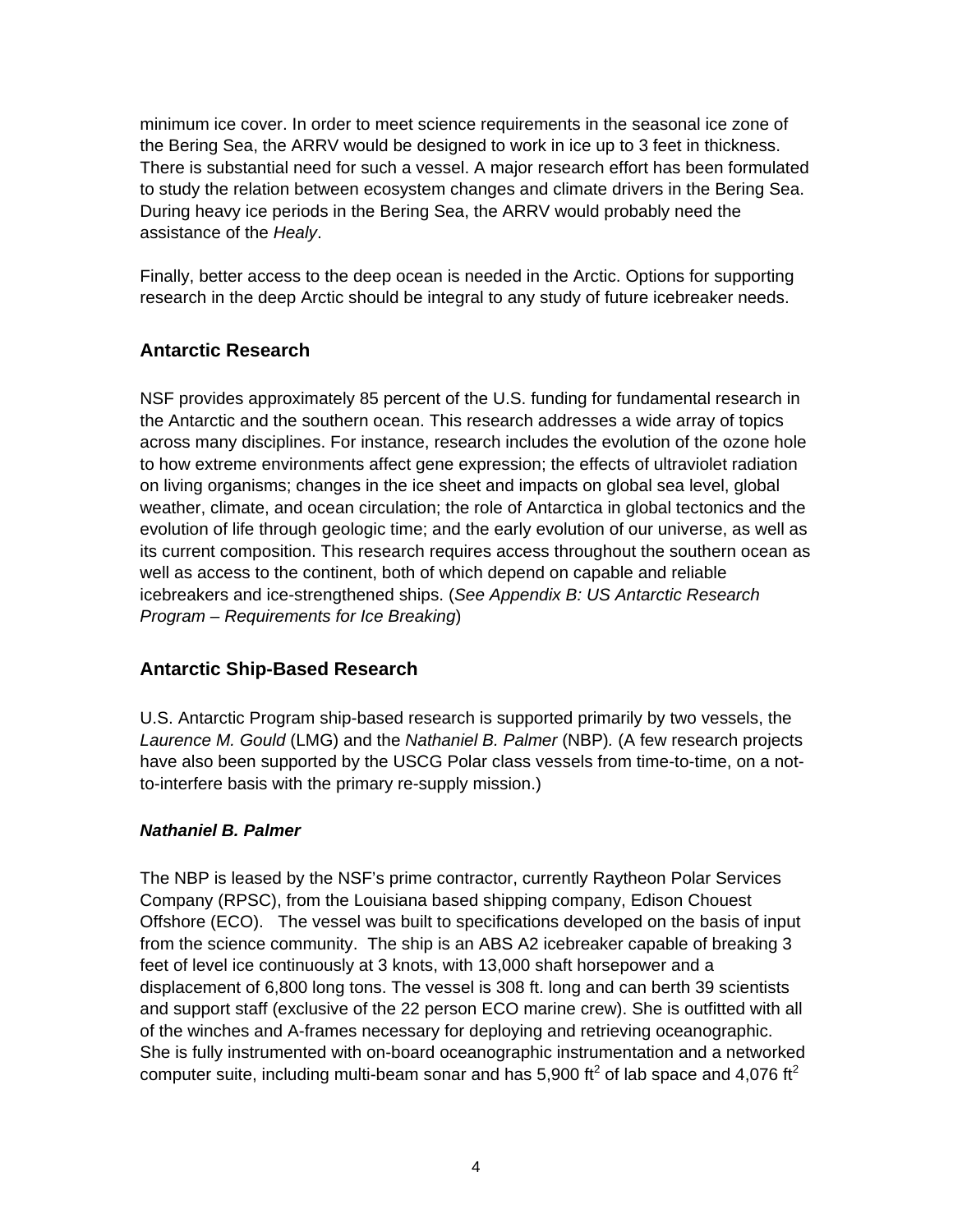minimum ice cover. In order to meet science requirements in the seasonal ice zone of the Bering Sea, the ARRV would be designed to work in ice up to 3 feet in thickness. There is substantial need for such a vessel. A major research effort has been formulated to study the relation between ecosystem changes and climate drivers in the Bering Sea. During heavy ice periods in the Bering Sea, the ARRV would probably need the assistance of the *Healy*.

Finally, better access to the deep ocean is needed in the Arctic. Options for supporting research in the deep Arctic should be integral to any study of future icebreaker needs.

## Antarctic Research

NSF provides approximately 85 percent of the U.S. funding for fundamental research in the Antarctic and the southern ocean. This research addresses a wide array of topics across many disciplines. For instance, research includes the evolution of the ozone hole to how extreme environments affect gene expression; the effects of ultraviolet radiation on living organisms; changes in the ice sheet and impacts on global sea level, global weather, climate, and ocean circulation; the role of Antarctica in global tectonics and the evolution of life through geologic time; and the early evolution of our universe, as well as its current composition. This research requires access throughout the southern ocean as well as access to the continent, both of which depend on capable and reliable icebreakers and ice-strengthened ships. (*See Appendix B: US Antarctic Research Program – Requirements for Ice Breaking*)

## Antarctic Ship-Based Research

U.S. Antarctic Program ship-based research is supported primarily by two vessels, the *Laurence M. Gould* (LMG) and the *Nathaniel B. Palmer* (NBP). (A few research projects have also been supported by the USCG Polar class vessels from time-to-time, on a not-to-interfere basis with the primary re-supply mission.)

### *Nathaniel B. Palmer*

The NBP is leased by the NSF's prime contractor, currently Raytheon Polar Services Company (RPSC), from the Louisiana based shipping company, Edison Chouest Offshore (ECO). The vessel was built to specifications developed on the basis of input from the science community. The ship is an ABS A2 icebreaker capable of breaking 3 feet of level ice continuously at 3 knots, with 13,000 shaft horsepower and a displacement of 6,800 long tons. The vessel is 308 ft. long and can berth 39 scientists and support staff (exclusive of the 22 person ECO marine crew). She is outfitted with all of the winches and A-frames necessary for deploying and retrieving oceanographic. She is fully instrumented with on-board oceanographic instrumentation and a networked computer suite, including multi-beam sonar and has 5,900 $ft^2$ of lab space and 4,076 $ft^2$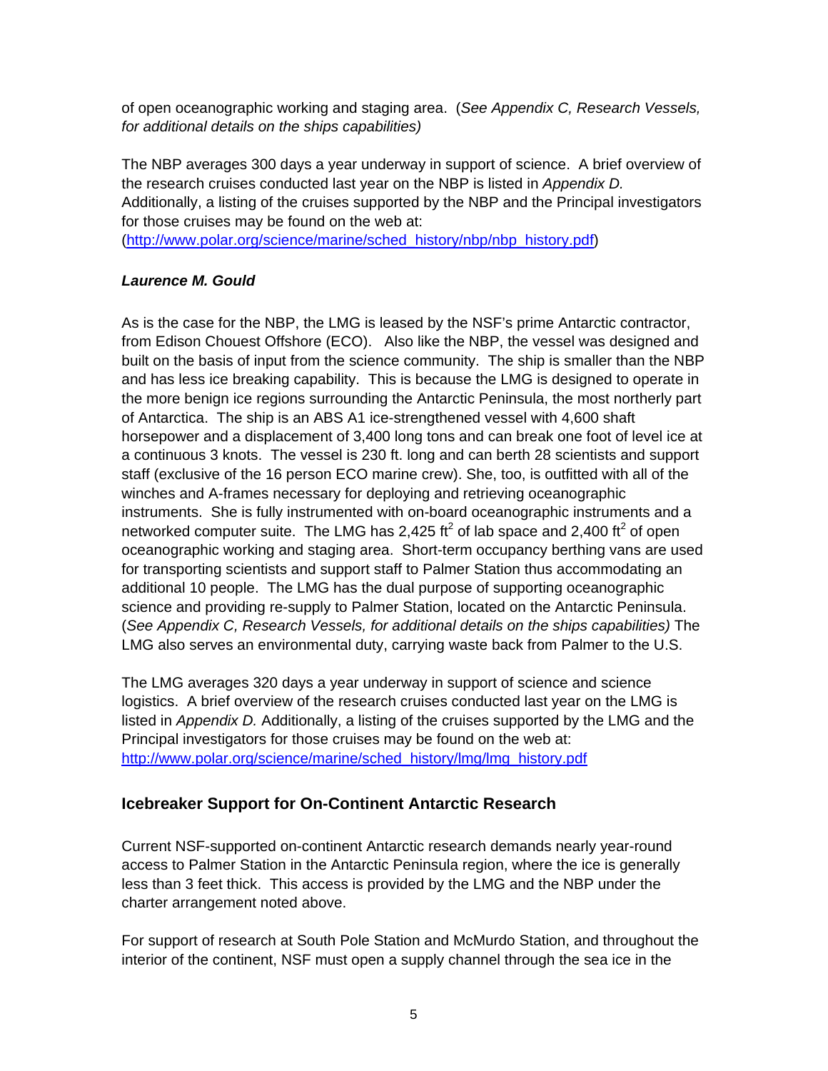of open oceanographic working and staging area. (*See Appendix C, Research Vessels, for additional details on the ships capabilities)*

The NBP averages 300 days a year underway in support of science. A brief overview of the research cruises conducted last year on the NBP is listed in *Appendix D.* Additionally, a listing of the cruises supported by the NBP and the Principal investigators for those cruises may be found on the web at: (http://www.polar.org/science/marine/sched_history/nbp/nbp_history.pdf)

### ***Laurence M. Gould***

As is the case for the NBP, the LMG is leased by the NSF's prime Antarctic contractor, from Edison Chouest Offshore (ECO). Also like the NBP, the vessel was designed and built on the basis of input from the science community. The ship is smaller than the NBP and has less ice breaking capability. This is because the LMG is designed to operate in the more benign ice regions surrounding the Antarctic Peninsula, the most northerly part of Antarctica. The ship is an ABS A1 ice-strengthened vessel with 4,600 shaft horsepower and a displacement of 3,400 long tons and can break one foot of level ice at a continuous 3 knots. The vessel is 230 ft. long and can berth 28 scientists and support staff (exclusive of the 16 person ECO marine crew). She, too, is outfitted with all of the winches and A-frames necessary for deploying and retrieving oceanographic instruments. She is fully instrumented with on-board oceanographic instruments and a networked computer suite. The LMG has 2,425 $ft^2$ of lab space and 2,400 $ft^2$ of open oceanographic working and staging area. Short-term occupancy berthing vans are used for transporting scientists and support staff to Palmer Station thus accommodating an additional 10 people. The LMG has the dual purpose of supporting oceanographic science and providing re-supply to Palmer Station, located on the Antarctic Peninsula. (*See Appendix C, Research Vessels, for additional details on the ships capabilities)* The LMG also serves an environmental duty, carrying waste back from Palmer to the U.S.

The LMG averages 320 days a year underway in support of science and science logistics. A brief overview of the research cruises conducted last year on the LMG is listed in *Appendix D.* Additionally, a listing of the cruises supported by the LMG and the Principal investigators for those cruises may be found on the web at: http://www.polar.org/science/marine/sched_history/lmg/lmg_history.pdf

## Icebreaker Support for On-Continent Antarctic Research

Current NSF-supported on-continent Antarctic research demands nearly year-round access to Palmer Station in the Antarctic Peninsula region, where the ice is generally less than 3 feet thick. This access is provided by the LMG and the NBP under the charter arrangement noted above.

For support of research at South Pole Station and McMurdo Station, and throughout the interior of the continent, NSF must open a supply channel through the sea ice in the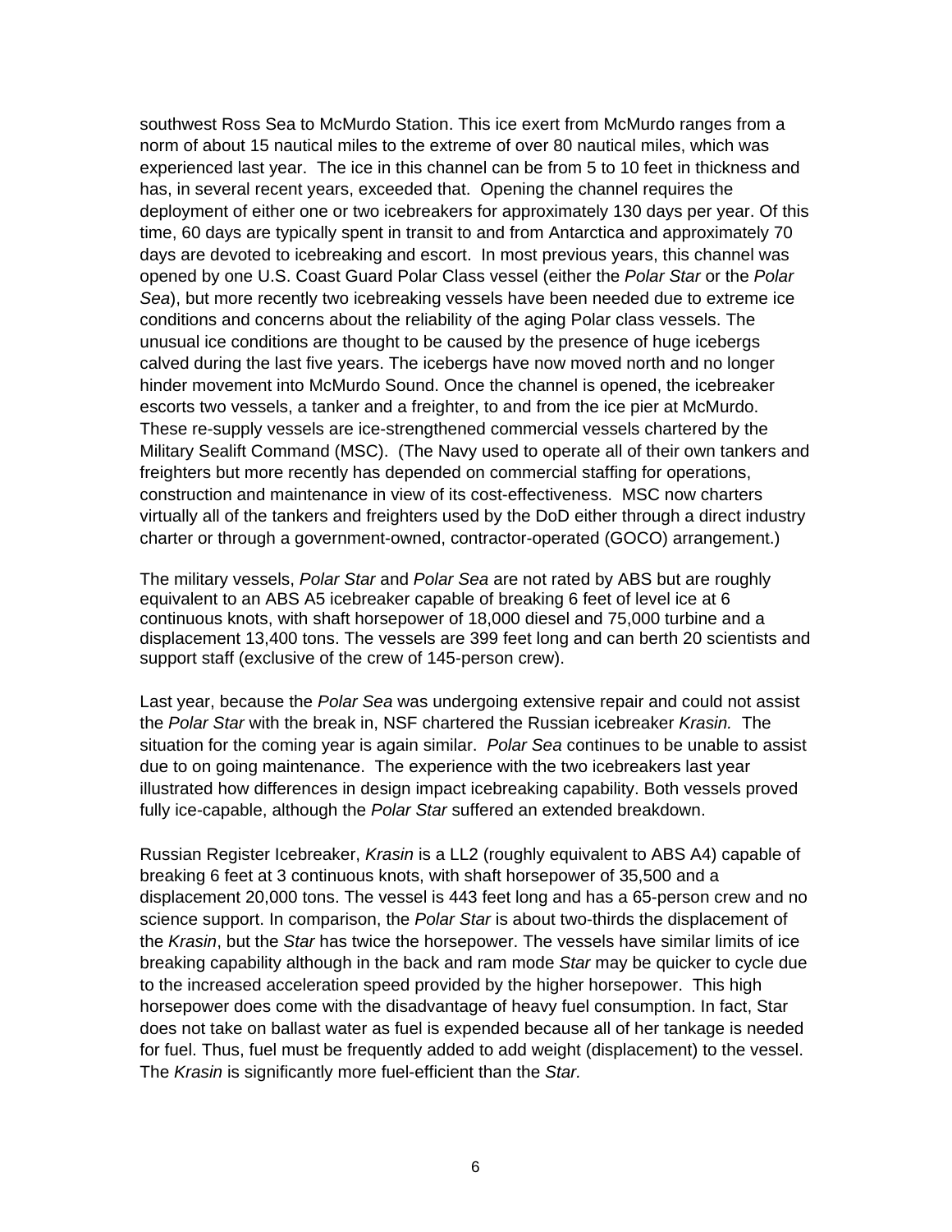southwest Ross Sea to McMurdo Station. This ice exert from McMurdo ranges from a norm of about 15 nautical miles to the extreme of over 80 nautical miles, which was experienced last year. The ice in this channel can be from 5 to 10 feet in thickness and has, in several recent years, exceeded that. Opening the channel requires the deployment of either one or two icebreakers for approximately 130 days per year. Of this time, 60 days are typically spent in transit to and from Antarctica and approximately 70 days are devoted to icebreaking and escort. In most previous years, this channel was opened by one U.S. Coast Guard Polar Class vessel (either the *Polar Star* or the *Polar Sea*), but more recently two icebreaking vessels have been needed due to extreme ice conditions and concerns about the reliability of the aging Polar class vessels. The unusual ice conditions are thought to be caused by the presence of huge icebergs calved during the last five years. The icebergs have now moved north and no longer hinder movement into McMurdo Sound. Once the channel is opened, the icebreaker escorts two vessels, a tanker and a freighter, to and from the ice pier at McMurdo. These re-supply vessels are ice-strengthened commercial vessels chartered by the Military Sealift Command (MSC). (The Navy used to operate all of their own tankers and freighters but more recently has depended on commercial staffing for operations, construction and maintenance in view of its cost-effectiveness. MSC now charters virtually all of the tankers and freighters used by the DoD either through a direct industry charter or through a government-owned, contractor-operated (GOCO) arrangement.)

The military vessels, *Polar Star* and *Polar Sea* are not rated by ABS but are roughly equivalent to an ABS A5 icebreaker capable of breaking 6 feet of level ice at 6 continuous knots, with shaft horsepower of 18,000 diesel and 75,000 turbine and a displacement 13,400 tons. The vessels are 399 feet long and can berth 20 scientists and support staff (exclusive of the crew of 145-person crew).

Last year, because the *Polar Sea* was undergoing extensive repair and could not assist the *Polar Star* with the break in, NSF chartered the Russian icebreaker *Krasin.* The situation for the coming year is again similar. *Polar Sea* continues to be unable to assist due to on going maintenance. The experience with the two icebreakers last year illustrated how differences in design impact icebreaking capability. Both vessels proved fully ice-capable, although the *Polar Star* suffered an extended breakdown.

Russian Register Icebreaker, *Krasin* is a LL2 (roughly equivalent to ABS A4) capable of breaking 6 feet at 3 continuous knots, with shaft horsepower of 35,500 and a displacement 20,000 tons. The vessel is 443 feet long and has a 65-person crew and no science support. In comparison, the *Polar Star* is about two-thirds the displacement of the *Krasin*, but the *Star* has twice the horsepower. The vessels have similar limits of ice breaking capability although in the back and ram mode *Star* may be quicker to cycle due to the increased acceleration speed provided by the higher horsepower. This high horsepower does come with the disadvantage of heavy fuel consumption. In fact, Star does not take on ballast water as fuel is expended because all of her tankage is needed for fuel. Thus, fuel must be frequently added to add weight (displacement) to the vessel. The *Krasin* is significantly more fuel-efficient than the *Star.*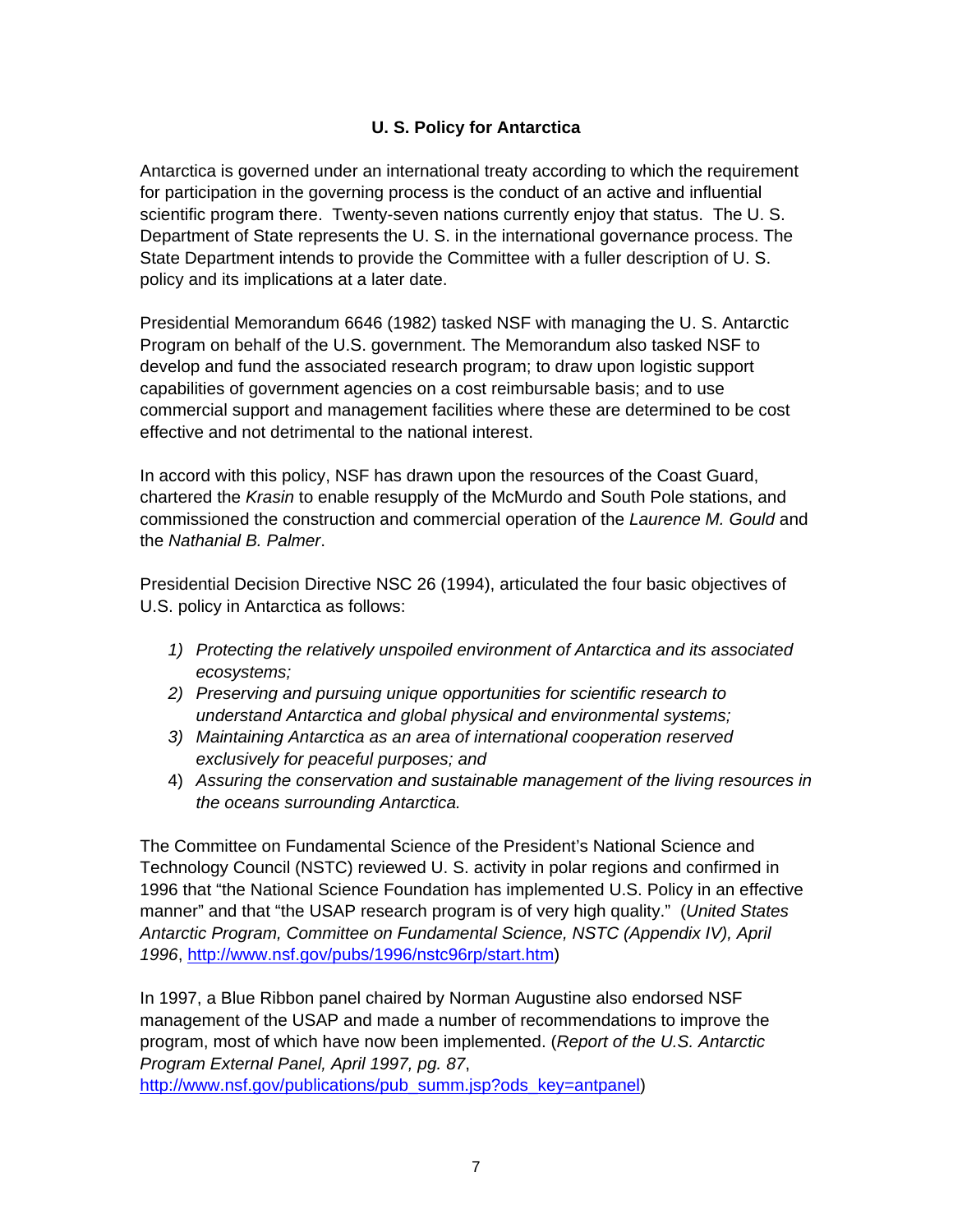## U. S. Policy for Antarctica

Antarctica is governed under an international treaty according to which the requirement for participation in the governing process is the conduct of an active and influential scientific program there. Twenty-seven nations currently enjoy that status. The U. S. Department of State represents the U. S. in the international governance process. The State Department intends to provide the Committee with a fuller description of U. S. policy and its implications at a later date.

Presidential Memorandum 6646 (1982) tasked NSF with managing the U. S. Antarctic Program on behalf of the U.S. government. The Memorandum also tasked NSF to develop and fund the associated research program; to draw upon logistic support capabilities of government agencies on a cost reimbursable basis; and to use commercial support and management facilities where these are determined to be cost effective and not detrimental to the national interest.

In accord with this policy, NSF has drawn upon the resources of the Coast Guard, chartered the *Krasin* to enable resupply of the McMurdo and South Pole stations, and commissioned the construction and commercial operation of the *Laurence M. Gould* and the *Nathanial B. Palmer*.

Presidential Decision Directive NSC 26 (1994), articulated the four basic objectives of U.S. policy in Antarctica as follows:

1) *Protecting the relatively unspoiled environment of Antarctica and its associated ecosystems;*
2) *Preserving and pursuing unique opportunities for scientific research to understand Antarctica and global physical and environmental systems;*
3) *Maintaining Antarctica as an area of international cooperation reserved exclusively for peaceful purposes; and*
4) *Assuring the conservation and sustainable management of the living resources in the oceans surrounding Antarctica.*

The Committee on Fundamental Science of the President's National Science and Technology Council (NSTC) reviewed U. S. activity in polar regions and confirmed in 1996 that "the National Science Foundation has implemented U.S. Policy in an effective manner" and that "the USAP research program is of very high quality." (*United States Antarctic Program, Committee on Fundamental Science, NSTC (Appendix IV), April 1996*, http://www.nsf.gov/pubs/1996/nstc96rp/start.htm)

In 1997, a Blue Ribbon panel chaired by Norman Augustine also endorsed NSF management of the USAP and made a number of recommendations to improve the program, most of which have now been implemented. (*Report of the U.S. Antarctic Program External Panel, April 1997, pg. 87*, http://www.nsf.gov/publications/pub_summ.jsp?ods_key=antpanel)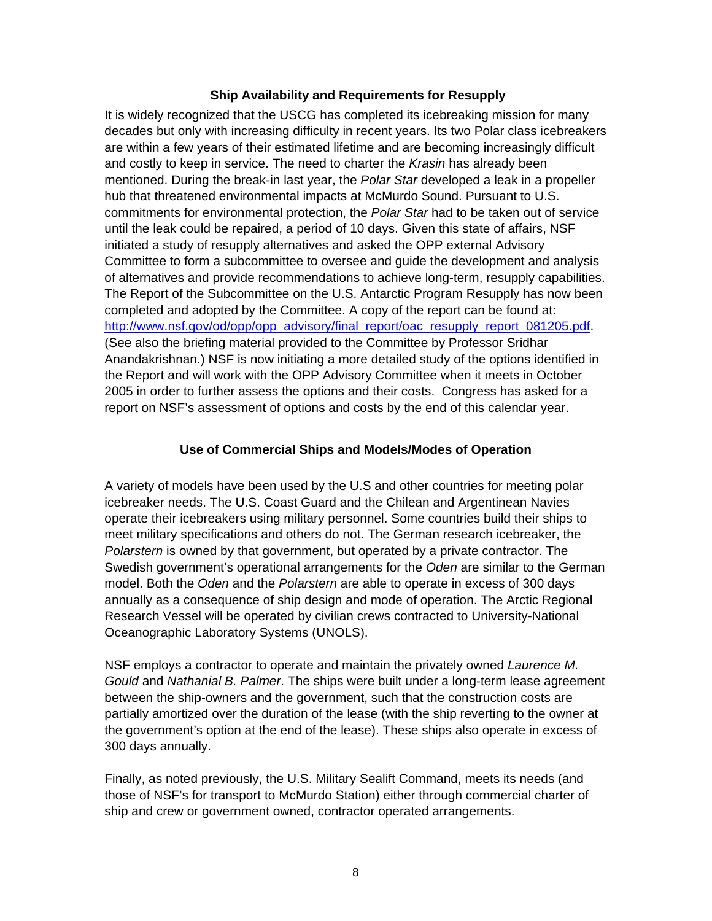## Ship Availability and Requirements for Resupply

It is widely recognized that the USCG has completed its icebreaking mission for many decades but only with increasing difficulty in recent years. Its two Polar class icebreakers are within a few years of their estimated lifetime and are becoming increasingly difficult and costly to keep in service. The need to charter the *Krasin* has already been mentioned. During the break-in last year, the *Polar Star* developed a leak in a propeller hub that threatened environmental impacts at McMurdo Sound. Pursuant to U.S. commitments for environmental protection, the *Polar Star* had to be taken out of service until the leak could be repaired, a period of 10 days. Given this state of affairs, NSF initiated a study of resupply alternatives and asked the OPP external Advisory Committee to form a subcommittee to oversee and guide the development and analysis of alternatives and provide recommendations to achieve long-term, resupply capabilities. The Report of the Subcommittee on the U.S. Antarctic Program Resupply has now been completed and adopted by the Committee. A copy of the report can be found at: http://www.nsf.gov/od/opp/opp_advisory/final_report/oac_resupply_report_081205.pdf. (See also the briefing material provided to the Committee by Professor Sridhar Anandakrishnan.) NSF is now initiating a more detailed study of the options identified in the Report and will work with the OPP Advisory Committee when it meets in October 2005 in order to further assess the options and their costs. Congress has asked for a report on NSF's assessment of options and costs by the end of this calendar year.

## Use of Commercial Ships and Models/Modes of Operation

A variety of models have been used by the U.S and other countries for meeting polar icebreaker needs. The U.S. Coast Guard and the Chilean and Argentinean Navies operate their icebreakers using military personnel. Some countries build their ships to meet military specifications and others do not. The German research icebreaker, the *Polarstern* is owned by that government, but operated by a private contractor. The Swedish government's operational arrangements for the *Oden* are similar to the German model. Both the *Oden* and the *Polarstern* are able to operate in excess of 300 days annually as a consequence of ship design and mode of operation. The Arctic Regional Research Vessel will be operated by civilian crews contracted to University-National Oceanographic Laboratory Systems (UNOLS).

NSF employs a contractor to operate and maintain the privately owned *Laurence M. Gould* and *Nathanial B. Palmer*. The ships were built under a long-term lease agreement between the ship-owners and the government, such that the construction costs are partially amortized over the duration of the lease (with the ship reverting to the owner at the government's option at the end of the lease). These ships also operate in excess of 300 days annually.

Finally, as noted previously, the U.S. Military Sealift Command, meets its needs (and those of NSF's for transport to McMurdo Station) either through commercial charter of ship and crew or government owned, contractor operated arrangements.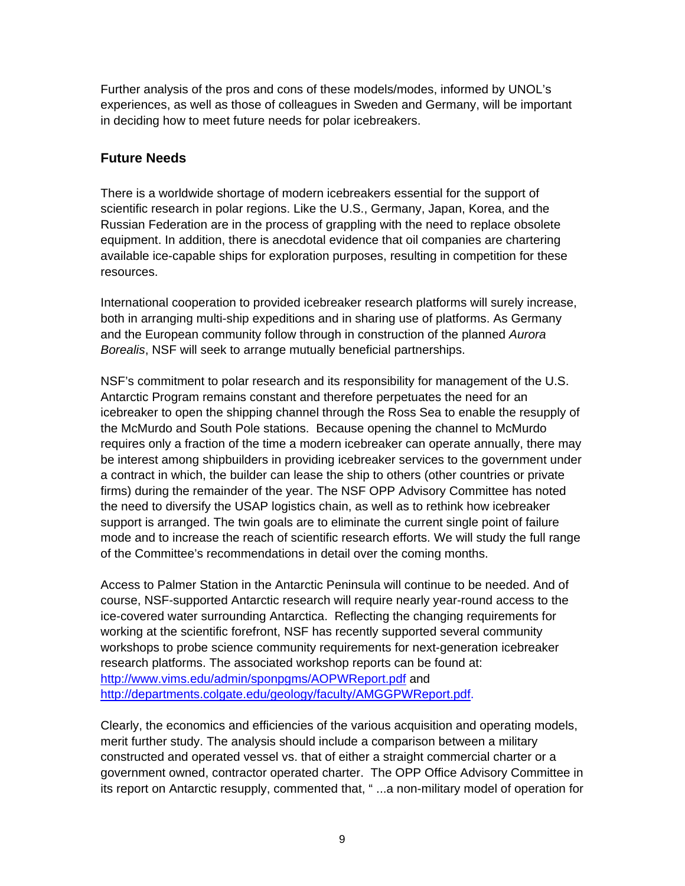Further analysis of the pros and cons of these models/modes, informed by UNOL's experiences, as well as those of colleagues in Sweden and Germany, will be important in deciding how to meet future needs for polar icebreakers.

## Future Needs

There is a worldwide shortage of modern icebreakers essential for the support of scientific research in polar regions. Like the U.S., Germany, Japan, Korea, and the Russian Federation are in the process of grappling with the need to replace obsolete equipment. In addition, there is anecdotal evidence that oil companies are chartering available ice-capable ships for exploration purposes, resulting in competition for these resources.

International cooperation to provided icebreaker research platforms will surely increase, both in arranging multi-ship expeditions and in sharing use of platforms. As Germany and the European community follow through in construction of the planned *Aurora Borealis*, NSF will seek to arrange mutually beneficial partnerships.

NSF's commitment to polar research and its responsibility for management of the U.S. Antarctic Program remains constant and therefore perpetuates the need for an icebreaker to open the shipping channel through the Ross Sea to enable the resupply of the McMurdo and South Pole stations. Because opening the channel to McMurdo requires only a fraction of the time a modern icebreaker can operate annually, there may be interest among shipbuilders in providing icebreaker services to the government under a contract in which, the builder can lease the ship to others (other countries or private firms) during the remainder of the year. The NSF OPP Advisory Committee has noted the need to diversify the USAP logistics chain, as well as to rethink how icebreaker support is arranged. The twin goals are to eliminate the current single point of failure mode and to increase the reach of scientific research efforts. We will study the full range of the Committee's recommendations in detail over the coming months.

Access to Palmer Station in the Antarctic Peninsula will continue to be needed. And of course, NSF-supported Antarctic research will require nearly year-round access to the ice-covered water surrounding Antarctica. Reflecting the changing requirements for working at the scientific forefront, NSF has recently supported several community workshops to probe science community requirements for next-generation icebreaker research platforms. The associated workshop reports can be found at: http://www.vims.edu/admin/sponpgms/AOPWReport.pdf and http://departments.colgate.edu/geology/faculty/AMGGPWReport.pdf.

Clearly, the economics and efficiencies of the various acquisition and operating models, merit further study. The analysis should include a comparison between a military constructed and operated vessel vs. that of either a straight commercial charter or a government owned, contractor operated charter. The OPP Office Advisory Committee in its report on Antarctic resupply, commented that, " ...a non-military model of operation for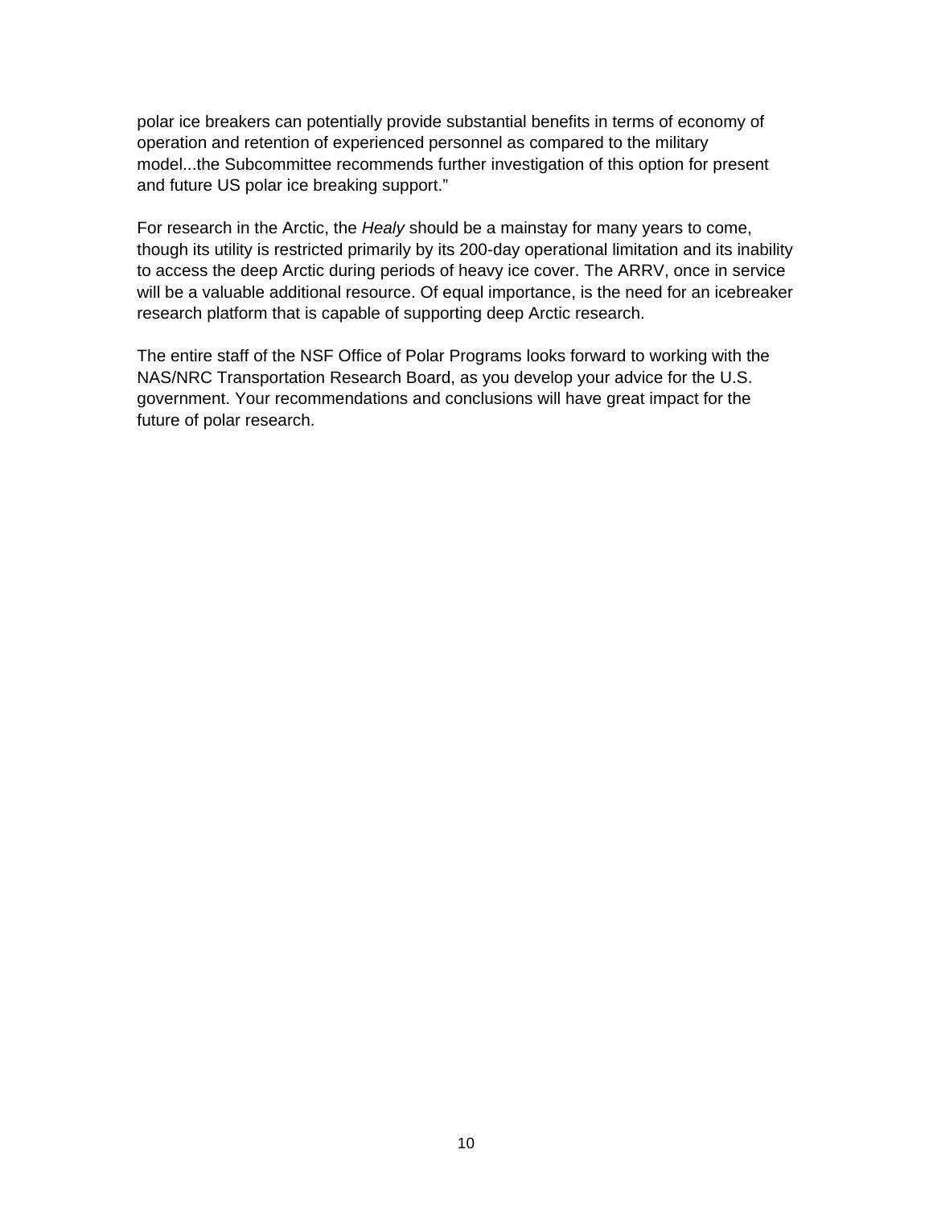polar ice breakers can potentially provide substantial benefits in terms of economy of operation and retention of experienced personnel as compared to the military model...the Subcommittee recommends further investigation of this option for present and future US polar ice breaking support."

For research in the Arctic, the *Healy* should be a mainstay for many years to come, though its utility is restricted primarily by its 200-day operational limitation and its inability to access the deep Arctic during periods of heavy ice cover. The ARRV, once in service will be a valuable additional resource. Of equal importance, is the need for an icebreaker research platform that is capable of supporting deep Arctic research.

The entire staff of the NSF Office of Polar Programs looks forward to working with the NAS/NRC Transportation Research Board, as you develop your advice for the U.S. government. Your recommendations and conclusions will have great impact for the future of polar research.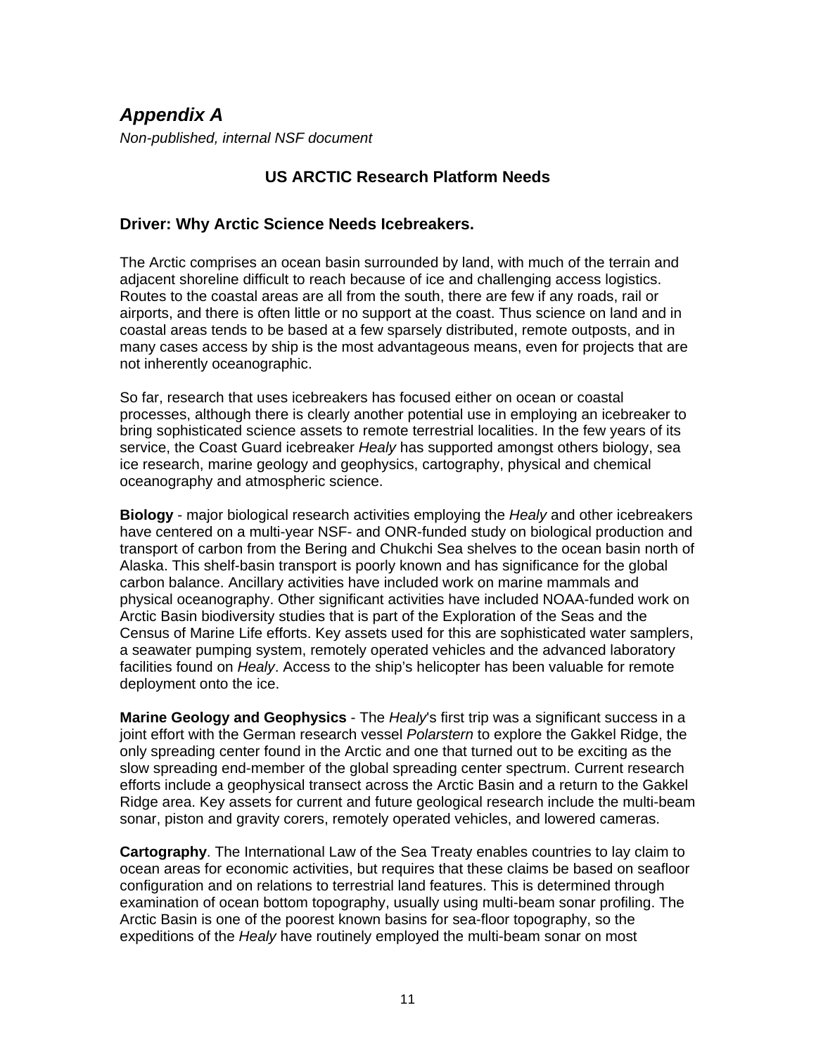## *Appendix A*

*Non-published, internal NSF document*

### US ARCTIC Research Platform Needs

### Driver: Why Arctic Science Needs Icebreakers.

The Arctic comprises an ocean basin surrounded by land, with much of the terrain and adjacent shoreline difficult to reach because of ice and challenging access logistics. Routes to the coastal areas are all from the south, there are few if any roads, rail or airports, and there is often little or no support at the coast. Thus science on land and in coastal areas tends to be based at a few sparsely distributed, remote outposts, and in many cases access by ship is the most advantageous means, even for projects that are not inherently oceanographic.

So far, research that uses icebreakers has focused either on ocean or coastal processes, although there is clearly another potential use in employing an icebreaker to bring sophisticated science assets to remote terrestrial localities. In the few years of its service, the Coast Guard icebreaker *Healy* has supported amongst others biology, sea ice research, marine geology and geophysics, cartography, physical and chemical oceanography and atmospheric science.

**Biology** - major biological research activities employing the *Healy* and other icebreakers have centered on a multi-year NSF- and ONR-funded study on biological production and transport of carbon from the Bering and Chukchi Sea shelves to the ocean basin north of Alaska. This shelf-basin transport is poorly known and has significance for the global carbon balance. Ancillary activities have included work on marine mammals and physical oceanography. Other significant activities have included NOAA-funded work on Arctic Basin biodiversity studies that is part of the Exploration of the Seas and the Census of Marine Life efforts. Key assets used for this are sophisticated water samplers, a seawater pumping system, remotely operated vehicles and the advanced laboratory facilities found on *Healy*. Access to the ship's helicopter has been valuable for remote deployment onto the ice.

**Marine Geology and Geophysics** - The *Healy*'s first trip was a significant success in a joint effort with the German research vessel *Polarstern* to explore the Gakkel Ridge, the only spreading center found in the Arctic and one that turned out to be exciting as the slow spreading end-member of the global spreading center spectrum. Current research efforts include a geophysical transect across the Arctic Basin and a return to the Gakkel Ridge area. Key assets for current and future geological research include the multi-beam sonar, piston and gravity corers, remotely operated vehicles, and lowered cameras.

**Cartography**. The International Law of the Sea Treaty enables countries to lay claim to ocean areas for economic activities, but requires that these claims be based on seafloor configuration and on relations to terrestrial land features. This is determined through examination of ocean bottom topography, usually using multi-beam sonar profiling. The Arctic Basin is one of the poorest known basins for sea-floor topography, so the expeditions of the *Healy* have routinely employed the multi-beam sonar on most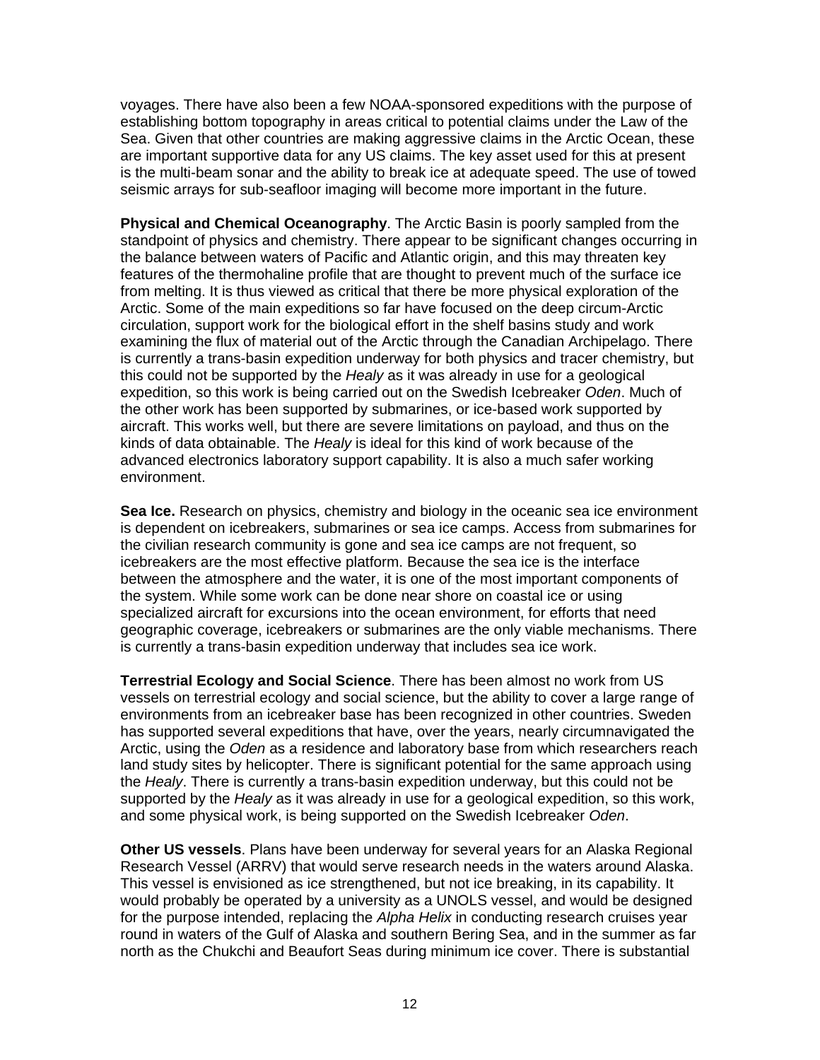voyages. There have also been a few NOAA-sponsored expeditions with the purpose of establishing bottom topography in areas critical to potential claims under the Law of the Sea. Given that other countries are making aggressive claims in the Arctic Ocean, these are important supportive data for any US claims. The key asset used for this at present is the multi-beam sonar and the ability to break ice at adequate speed. The use of towed seismic arrays for sub-seafloor imaging will become more important in the future.

**Physical and Chemical Oceanography**. The Arctic Basin is poorly sampled from the standpoint of physics and chemistry. There appear to be significant changes occurring in the balance between waters of Pacific and Atlantic origin, and this may threaten key features of the thermohaline profile that are thought to prevent much of the surface ice from melting. It is thus viewed as critical that there be more physical exploration of the Arctic. Some of the main expeditions so far have focused on the deep circum-Arctic circulation, support work for the biological effort in the shelf basins study and work examining the flux of material out of the Arctic through the Canadian Archipelago. There is currently a trans-basin expedition underway for both physics and tracer chemistry, but this could not be supported by the *Healy* as it was already in use for a geological expedition, so this work is being carried out on the Swedish Icebreaker *Oden*. Much of the other work has been supported by submarines, or ice-based work supported by aircraft. This works well, but there are severe limitations on payload, and thus on the kinds of data obtainable. The *Healy* is ideal for this kind of work because of the advanced electronics laboratory support capability. It is also a much safer working environment.

**Sea Ice.** Research on physics, chemistry and biology in the oceanic sea ice environment is dependent on icebreakers, submarines or sea ice camps. Access from submarines for the civilian research community is gone and sea ice camps are not frequent, so icebreakers are the most effective platform. Because the sea ice is the interface between the atmosphere and the water, it is one of the most important components of the system. While some work can be done near shore on coastal ice or using specialized aircraft for excursions into the ocean environment, for efforts that need geographic coverage, icebreakers or submarines are the only viable mechanisms. There is currently a trans-basin expedition underway that includes sea ice work.

**Terrestrial Ecology and Social Science**. There has been almost no work from US vessels on terrestrial ecology and social science, but the ability to cover a large range of environments from an icebreaker base has been recognized in other countries. Sweden has supported several expeditions that have, over the years, nearly circumnavigated the Arctic, using the *Oden* as a residence and laboratory base from which researchers reach land study sites by helicopter. There is significant potential for the same approach using the *Healy*. There is currently a trans-basin expedition underway, but this could not be supported by the *Healy* as it was already in use for a geological expedition, so this work, and some physical work, is being supported on the Swedish Icebreaker *Oden*.

**Other US vessels**. Plans have been underway for several years for an Alaska Regional Research Vessel (ARRV) that would serve research needs in the waters around Alaska. This vessel is envisioned as ice strengthened, but not ice breaking, in its capability. It would probably be operated by a university as a UNOLS vessel, and would be designed for the purpose intended, replacing the *Alpha Helix* in conducting research cruises year round in waters of the Gulf of Alaska and southern Bering Sea, and in the summer as far north as the Chukchi and Beaufort Seas during minimum ice cover. There is substantial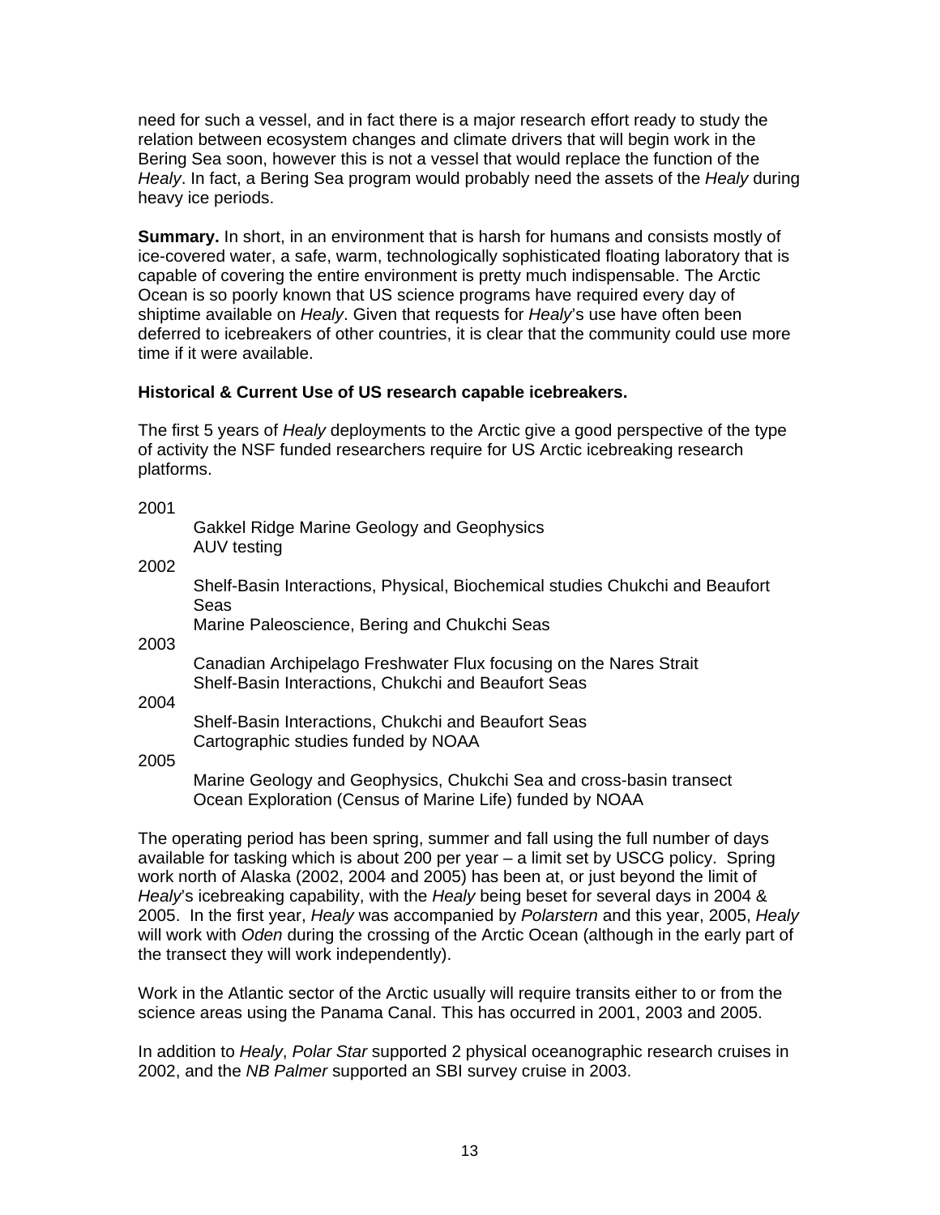need for such a vessel, and in fact there is a major research effort ready to study the relation between ecosystem changes and climate drivers that will begin work in the Bering Sea soon, however this is not a vessel that would replace the function of the *Healy*. In fact, a Bering Sea program would probably need the assets of the *Healy* during heavy ice periods.

**Summary.** In short, in an environment that is harsh for humans and consists mostly of ice-covered water, a safe, warm, technologically sophisticated floating laboratory that is capable of covering the entire environment is pretty much indispensable. The Arctic Ocean is so poorly known that US science programs have required every day of shiptime available on *Healy*. Given that requests for *Healy*'s use have often been deferred to icebreakers of other countries, it is clear that the community could use more time if it were available.

**Historical & Current Use of US research capable icebreakers.**

The first 5 years of *Healy* deployments to the Arctic give a good perspective of the type of activity the NSF funded researchers require for US Arctic icebreaking research platforms.

2001
- Gakkel Ridge Marine Geology and Geophysics
- AUV testing

2002
- Shelf-Basin Interactions, Physical, Biochemical studies Chukchi and Beaufort Seas
- Marine Paleoscience, Bering and Chukchi Seas

2003
- Canadian Archipelago Freshwater Flux focusing on the Nares Strait
- Shelf-Basin Interactions, Chukchi and Beaufort Seas

2004
- Shelf-Basin Interactions, Chukchi and Beaufort Seas
- Cartographic studies funded by NOAA

2005
- Marine Geology and Geophysics, Chukchi Sea and cross-basin transect
- Ocean Exploration (Census of Marine Life) funded by NOAA

The operating period has been spring, summer and fall using the full number of days available for tasking which is about 200 per year – a limit set by USCG policy. Spring work north of Alaska (2002, 2004 and 2005) has been at, or just beyond the limit of *Healy*'s icebreaking capability, with the *Healy* being beset for several days in 2004 & 2005. In the first year, *Healy* was accompanied by *Polarstern* and this year, 2005, *Healy* will work with *Oden* during the crossing of the Arctic Ocean (although in the early part of the transect they will work independently).

Work in the Atlantic sector of the Arctic usually will require transits either to or from the science areas using the Panama Canal. This has occurred in 2001, 2003 and 2005.

In addition to *Healy*, *Polar Star* supported 2 physical oceanographic research cruises in 2002, and the *NB Palmer* supported an SBI survey cruise in 2003.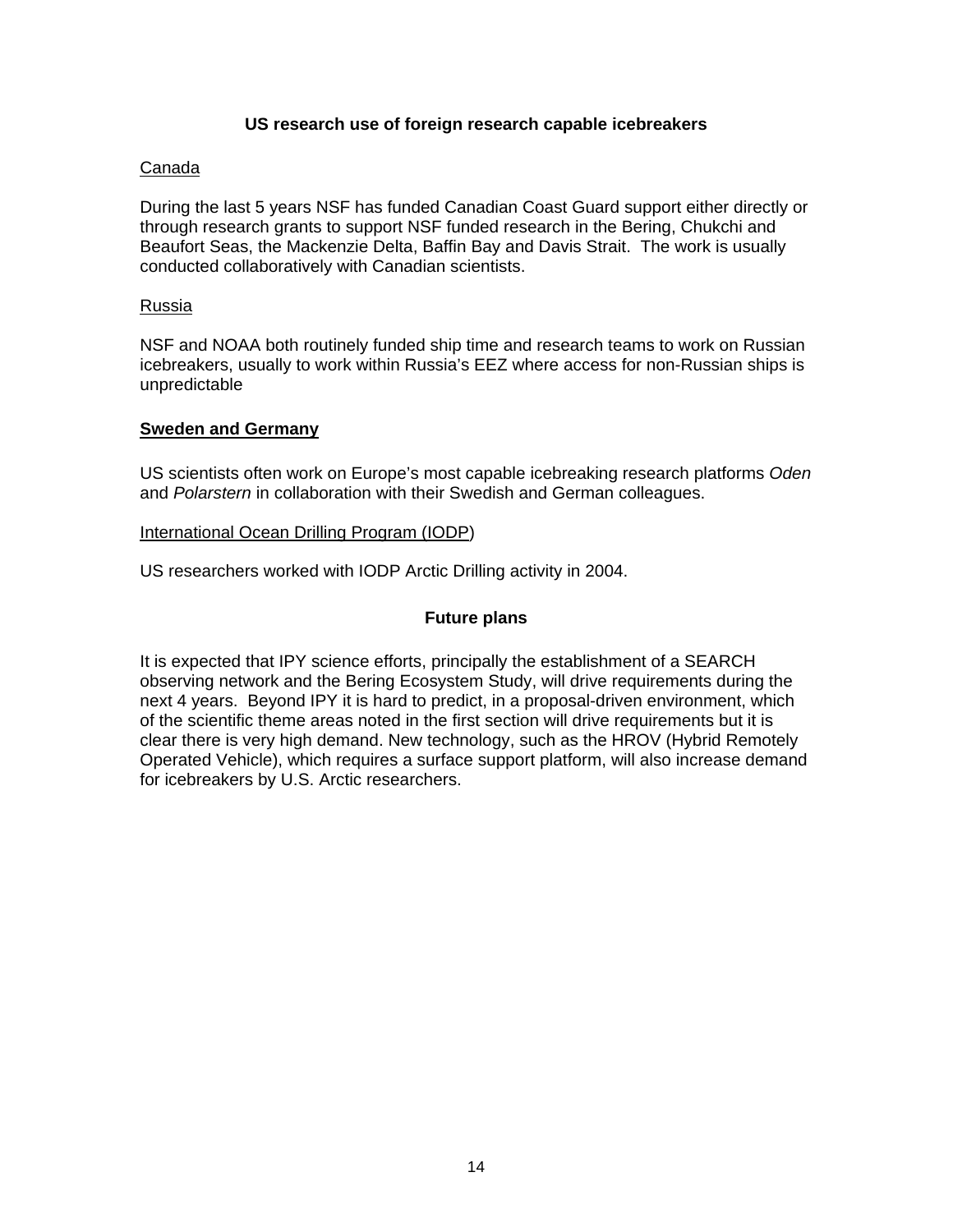## US research use of foreign research capable icebreakers

Canada

During the last 5 years NSF has funded Canadian Coast Guard support either directly or through research grants to support NSF funded research in the Bering, Chukchi and Beaufort Seas, the Mackenzie Delta, Baffin Bay and Davis Strait. The work is usually conducted collaboratively with Canadian scientists.

Russia

NSF and NOAA both routinely funded ship time and research teams to work on Russian icebreakers, usually to work within Russia's EEZ where access for non-Russian ships is unpredictable

**Sweden and Germany**

US scientists often work on Europe's most capable icebreaking research platforms *Oden* and *Polarstern* in collaboration with their Swedish and German colleagues.

International Ocean Drilling Program (IODP)

US researchers worked with IODP Arctic Drilling activity in 2004.

## Future plans

It is expected that IPY science efforts, principally the establishment of a SEARCH observing network and the Bering Ecosystem Study, will drive requirements during the next 4 years. Beyond IPY it is hard to predict, in a proposal-driven environment, which of the scientific theme areas noted in the first section will drive requirements but it is clear there is very high demand. New technology, such as the HROV (Hybrid Remotely Operated Vehicle), which requires a surface support platform, will also increase demand for icebreakers by U.S. Arctic researchers.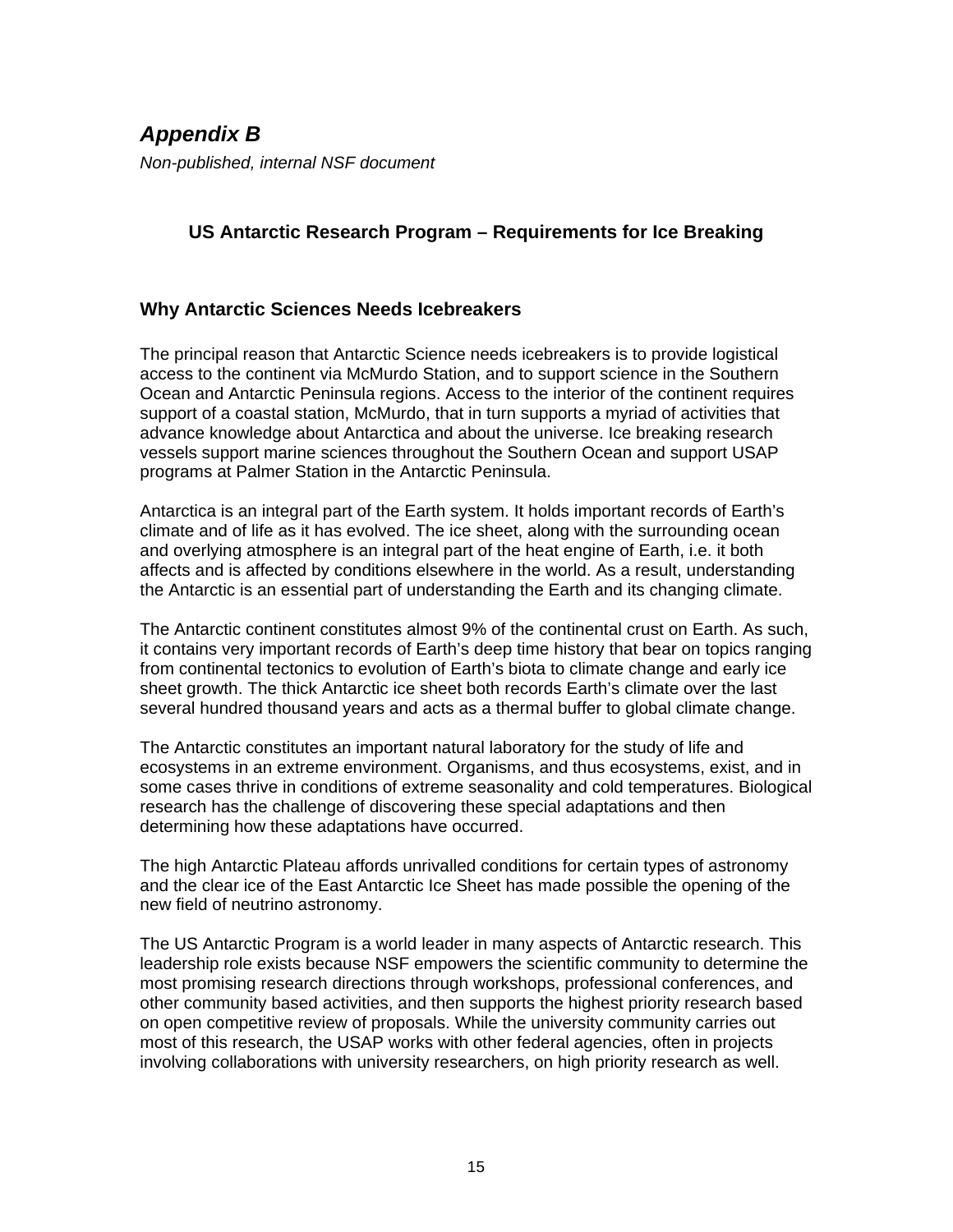## *Appendix B*

*Non-published, internal NSF document*

### US Antarctic Research Program – Requirements for Ice Breaking

### Why Antarctic Sciences Needs Icebreakers

The principal reason that Antarctic Science needs icebreakers is to provide logistical access to the continent via McMurdo Station, and to support science in the Southern Ocean and Antarctic Peninsula regions. Access to the interior of the continent requires support of a coastal station, McMurdo, that in turn supports a myriad of activities that advance knowledge about Antarctica and about the universe. Ice breaking research vessels support marine sciences throughout the Southern Ocean and support USAP programs at Palmer Station in the Antarctic Peninsula.

Antarctica is an integral part of the Earth system. It holds important records of Earth's climate and of life as it has evolved. The ice sheet, along with the surrounding ocean and overlying atmosphere is an integral part of the heat engine of Earth, i.e. it both affects and is affected by conditions elsewhere in the world. As a result, understanding the Antarctic is an essential part of understanding the Earth and its changing climate.

The Antarctic continent constitutes almost 9% of the continental crust on Earth. As such, it contains very important records of Earth's deep time history that bear on topics ranging from continental tectonics to evolution of Earth's biota to climate change and early ice sheet growth. The thick Antarctic ice sheet both records Earth's climate over the last several hundred thousand years and acts as a thermal buffer to global climate change.

The Antarctic constitutes an important natural laboratory for the study of life and ecosystems in an extreme environment. Organisms, and thus ecosystems, exist, and in some cases thrive in conditions of extreme seasonality and cold temperatures. Biological research has the challenge of discovering these special adaptations and then determining how these adaptations have occurred.

The high Antarctic Plateau affords unrivalled conditions for certain types of astronomy and the clear ice of the East Antarctic Ice Sheet has made possible the opening of the new field of neutrino astronomy.

The US Antarctic Program is a world leader in many aspects of Antarctic research. This leadership role exists because NSF empowers the scientific community to determine the most promising research directions through workshops, professional conferences, and other community based activities, and then supports the highest priority research based on open competitive review of proposals. While the university community carries out most of this research, the USAP works with other federal agencies, often in projects involving collaborations with university researchers, on high priority research as well.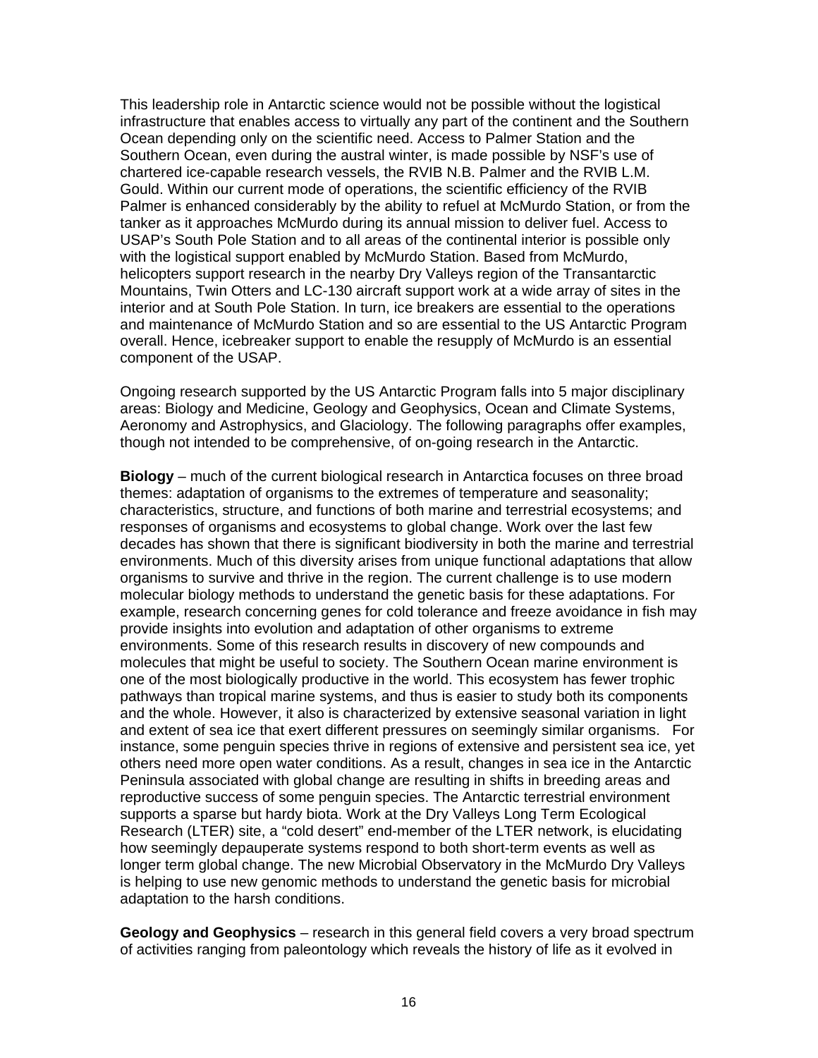This leadership role in Antarctic science would not be possible without the logistical infrastructure that enables access to virtually any part of the continent and the Southern Ocean depending only on the scientific need. Access to Palmer Station and the Southern Ocean, even during the austral winter, is made possible by NSF's use of chartered ice-capable research vessels, the RVIB N.B. Palmer and the RVIB L.M. Gould. Within our current mode of operations, the scientific efficiency of the RVIB Palmer is enhanced considerably by the ability to refuel at McMurdo Station, or from the tanker as it approaches McMurdo during its annual mission to deliver fuel. Access to USAP's South Pole Station and to all areas of the continental interior is possible only with the logistical support enabled by McMurdo Station. Based from McMurdo, helicopters support research in the nearby Dry Valleys region of the Transantarctic Mountains, Twin Otters and LC-130 aircraft support work at a wide array of sites in the interior and at South Pole Station. In turn, ice breakers are essential to the operations and maintenance of McMurdo Station and so are essential to the US Antarctic Program overall. Hence, icebreaker support to enable the resupply of McMurdo is an essential component of the USAP.

Ongoing research supported by the US Antarctic Program falls into 5 major disciplinary areas: Biology and Medicine, Geology and Geophysics, Ocean and Climate Systems, Aeronomy and Astrophysics, and Glaciology. The following paragraphs offer examples, though not intended to be comprehensive, of on-going research in the Antarctic.

**Biology** – much of the current biological research in Antarctica focuses on three broad themes: adaptation of organisms to the extremes of temperature and seasonality; characteristics, structure, and functions of both marine and terrestrial ecosystems; and responses of organisms and ecosystems to global change. Work over the last few decades has shown that there is significant biodiversity in both the marine and terrestrial environments. Much of this diversity arises from unique functional adaptations that allow organisms to survive and thrive in the region. The current challenge is to use modern molecular biology methods to understand the genetic basis for these adaptations. For example, research concerning genes for cold tolerance and freeze avoidance in fish may provide insights into evolution and adaptation of other organisms to extreme environments. Some of this research results in discovery of new compounds and molecules that might be useful to society. The Southern Ocean marine environment is one of the most biologically productive in the world. This ecosystem has fewer trophic pathways than tropical marine systems, and thus is easier to study both its components and the whole. However, it also is characterized by extensive seasonal variation in light and extent of sea ice that exert different pressures on seemingly similar organisms. For instance, some penguin species thrive in regions of extensive and persistent sea ice, yet others need more open water conditions. As a result, changes in sea ice in the Antarctic Peninsula associated with global change are resulting in shifts in breeding areas and reproductive success of some penguin species. The Antarctic terrestrial environment supports a sparse but hardy biota. Work at the Dry Valleys Long Term Ecological Research (LTER) site, a "cold desert" end-member of the LTER network, is elucidating how seemingly depauperate systems respond to both short-term events as well as longer term global change. The new Microbial Observatory in the McMurdo Dry Valleys is helping to use new genomic methods to understand the genetic basis for microbial adaptation to the harsh conditions.

**Geology and Geophysics** – research in this general field covers a very broad spectrum of activities ranging from paleontology which reveals the history of life as it evolved in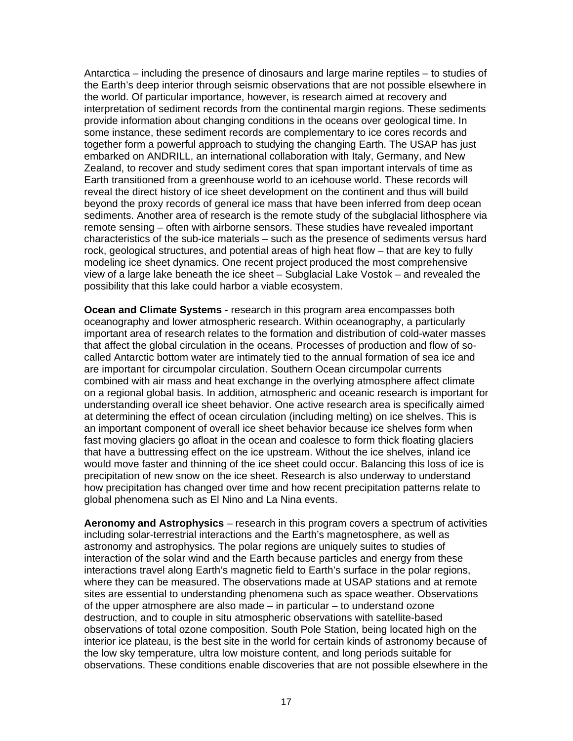Antarctica – including the presence of dinosaurs and large marine reptiles – to studies of the Earth's deep interior through seismic observations that are not possible elsewhere in the world. Of particular importance, however, is research aimed at recovery and interpretation of sediment records from the continental margin regions. These sediments provide information about changing conditions in the oceans over geological time. In some instance, these sediment records are complementary to ice cores records and together form a powerful approach to studying the changing Earth. The USAP has just embarked on ANDRILL, an international collaboration with Italy, Germany, and New Zealand, to recover and study sediment cores that span important intervals of time as Earth transitioned from a greenhouse world to an icehouse world. These records will reveal the direct history of ice sheet development on the continent and thus will build beyond the proxy records of general ice mass that have been inferred from deep ocean sediments. Another area of research is the remote study of the subglacial lithosphere via remote sensing – often with airborne sensors. These studies have revealed important characteristics of the sub-ice materials – such as the presence of sediments versus hard rock, geological structures, and potential areas of high heat flow – that are key to fully modeling ice sheet dynamics. One recent project produced the most comprehensive view of a large lake beneath the ice sheet – Subglacial Lake Vostok – and revealed the possibility that this lake could harbor a viable ecosystem.

**Ocean and Climate Systems** - research in this program area encompasses both oceanography and lower atmospheric research. Within oceanography, a particularly important area of research relates to the formation and distribution of cold-water masses that affect the global circulation in the oceans. Processes of production and flow of so-called Antarctic bottom water are intimately tied to the annual formation of sea ice and are important for circumpolar circulation. Southern Ocean circumpolar currents combined with air mass and heat exchange in the overlying atmosphere affect climate on a regional global basis. In addition, atmospheric and oceanic research is important for understanding overall ice sheet behavior. One active research area is specifically aimed at determining the effect of ocean circulation (including melting) on ice shelves. This is an important component of overall ice sheet behavior because ice shelves form when fast moving glaciers go afloat in the ocean and coalesce to form thick floating glaciers that have a buttressing effect on the ice upstream. Without the ice shelves, inland ice would move faster and thinning of the ice sheet could occur. Balancing this loss of ice is precipitation of new snow on the ice sheet. Research is also underway to understand how precipitation has changed over time and how recent precipitation patterns relate to global phenomena such as El Nino and La Nina events.

**Aeronomy and Astrophysics** – research in this program covers a spectrum of activities including solar-terrestrial interactions and the Earth's magnetosphere, as well as astronomy and astrophysics. The polar regions are uniquely suites to studies of interaction of the solar wind and the Earth because particles and energy from these interactions travel along Earth's magnetic field to Earth's surface in the polar regions, where they can be measured. The observations made at USAP stations and at remote sites are essential to understanding phenomena such as space weather. Observations of the upper atmosphere are also made – in particular – to understand ozone destruction, and to couple in situ atmospheric observations with satellite-based observations of total ozone composition. South Pole Station, being located high on the interior ice plateau, is the best site in the world for certain kinds of astronomy because of the low sky temperature, ultra low moisture content, and long periods suitable for observations. These conditions enable discoveries that are not possible elsewhere in the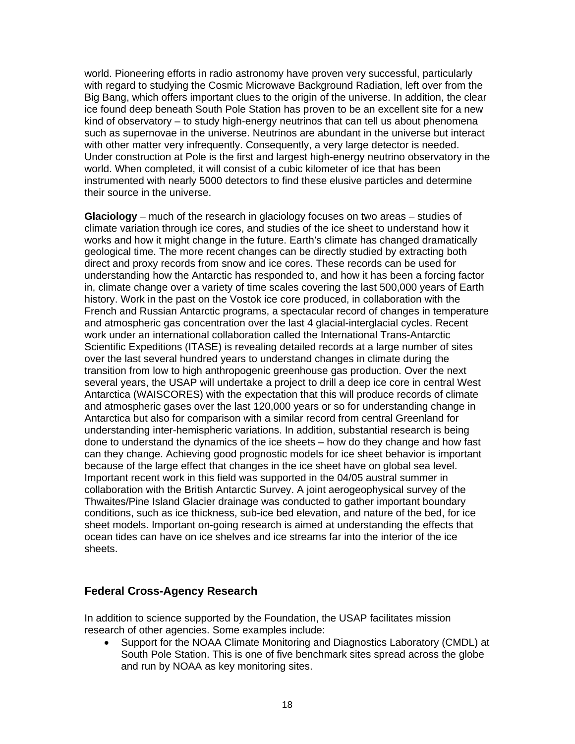world. Pioneering efforts in radio astronomy have proven very successful, particularly with regard to studying the Cosmic Microwave Background Radiation, left over from the Big Bang, which offers important clues to the origin of the universe. In addition, the clear ice found deep beneath South Pole Station has proven to be an excellent site for a new kind of observatory – to study high-energy neutrinos that can tell us about phenomena such as supernovae in the universe. Neutrinos are abundant in the universe but interact with other matter very infrequently. Consequently, a very large detector is needed. Under construction at Pole is the first and largest high-energy neutrino observatory in the world. When completed, it will consist of a cubic kilometer of ice that has been instrumented with nearly 5000 detectors to find these elusive particles and determine their source in the universe.

**Glaciology** – much of the research in glaciology focuses on two areas – studies of climate variation through ice cores, and studies of the ice sheet to understand how it works and how it might change in the future. Earth's climate has changed dramatically geological time. The more recent changes can be directly studied by extracting both direct and proxy records from snow and ice cores. These records can be used for understanding how the Antarctic has responded to, and how it has been a forcing factor in, climate change over a variety of time scales covering the last 500,000 years of Earth history. Work in the past on the Vostok ice core produced, in collaboration with the French and Russian Antarctic programs, a spectacular record of changes in temperature and atmospheric gas concentration over the last 4 glacial-interglacial cycles. Recent work under an international collaboration called the International Trans-Antarctic Scientific Expeditions (ITASE) is revealing detailed records at a large number of sites over the last several hundred years to understand changes in climate during the transition from low to high anthropogenic greenhouse gas production. Over the next several years, the USAP will undertake a project to drill a deep ice core in central West Antarctica (WAISCORES) with the expectation that this will produce records of climate and atmospheric gases over the last 120,000 years or so for understanding change in Antarctica but also for comparison with a similar record from central Greenland for understanding inter-hemispheric variations. In addition, substantial research is being done to understand the dynamics of the ice sheets – how do they change and how fast can they change. Achieving good prognostic models for ice sheet behavior is important because of the large effect that changes in the ice sheet have on global sea level. Important recent work in this field was supported in the 04/05 austral summer in collaboration with the British Antarctic Survey. A joint aerogeophysical survey of the Thwaites/Pine Island Glacier drainage was conducted to gather important boundary conditions, such as ice thickness, sub-ice bed elevation, and nature of the bed, for ice sheet models. Important on-going research is aimed at understanding the effects that ocean tides can have on ice shelves and ice streams far into the interior of the ice sheets.

## Federal Cross-Agency Research

In addition to science supported by the Foundation, the USAP facilitates mission research of other agencies. Some examples include:

- Support for the NOAA Climate Monitoring and Diagnostics Laboratory (CMDL) at South Pole Station. This is one of five benchmark sites spread across the globe and run by NOAA as key monitoring sites.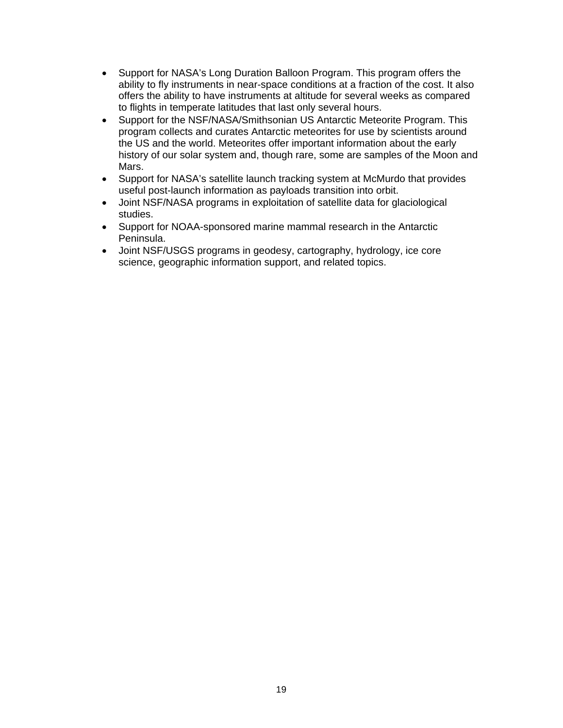- Support for NASA's Long Duration Balloon Program. This program offers the ability to fly instruments in near-space conditions at a fraction of the cost. It also offers the ability to have instruments at altitude for several weeks as compared to flights in temperate latitudes that last only several hours.
- Support for the NSF/NASA/Smithsonian US Antarctic Meteorite Program. This program collects and curates Antarctic meteorites for use by scientists around the US and the world. Meteorites offer important information about the early history of our solar system and, though rare, some are samples of the Moon and Mars.
- Support for NASA's satellite launch tracking system at McMurdo that provides useful post-launch information as payloads transition into orbit.
- Joint NSF/NASA programs in exploitation of satellite data for glaciological studies.
- Support for NOAA-sponsored marine mammal research in the Antarctic Peninsula.
- Joint NSF/USGS programs in geodesy, cartography, hydrology, ice core science, geographic information support, and related topics.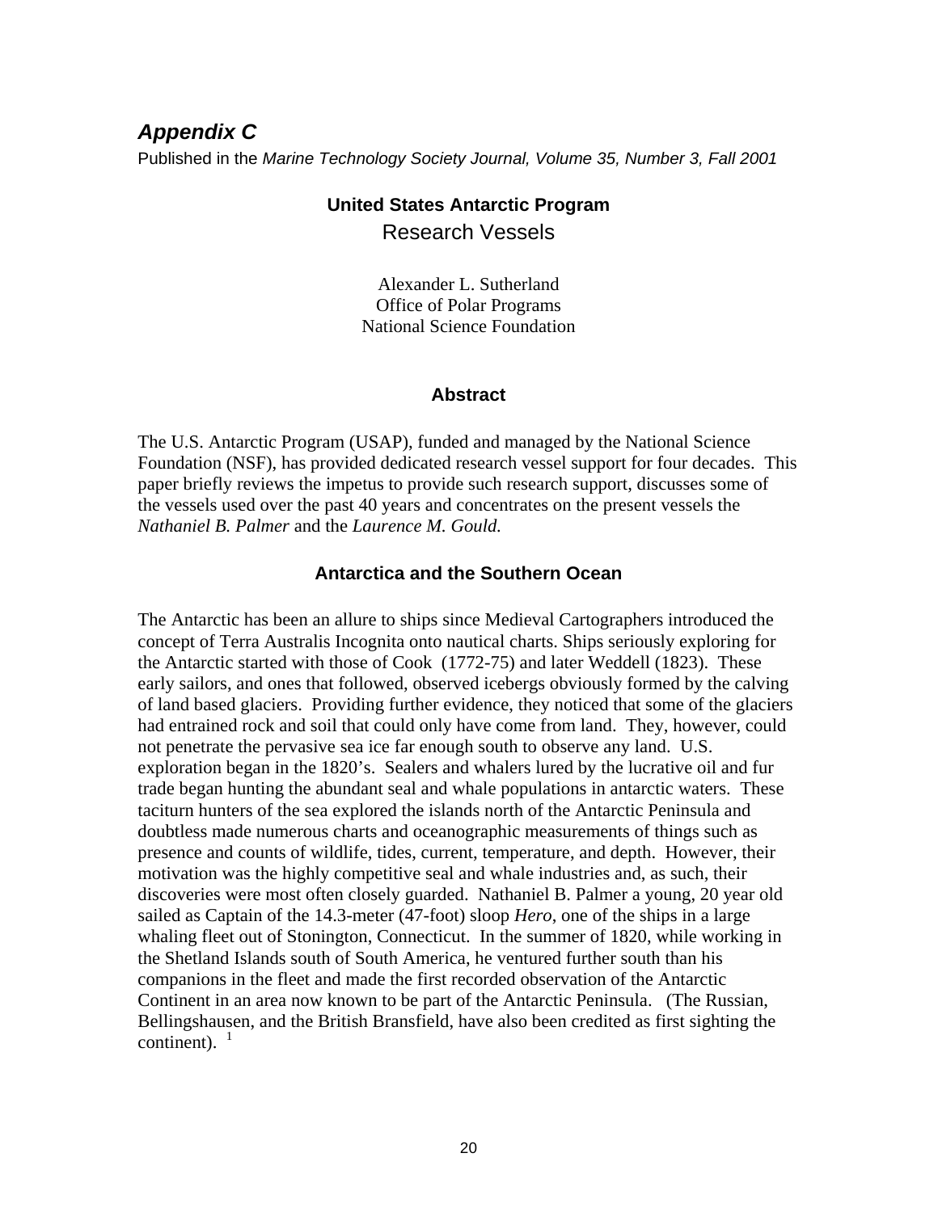## *Appendix C*

Published in the *Marine Technology Society Journal, Volume 35, Number 3, Fall 2001*

# United States Antarctic Program
## Research Vessels

Alexander L. Sutherland
Office of Polar Programs
National Science Foundation

### Abstract

The U.S. Antarctic Program (USAP), funded and managed by the National Science Foundation (NSF), has provided dedicated research vessel support for four decades. This paper briefly reviews the impetus to provide such research support, discusses some of the vessels used over the past 40 years and concentrates on the present vessels the *Nathaniel B. Palmer* and the *Laurence M. Gould.*

### Antarctica and the Southern Ocean

The Antarctic has been an allure to ships since Medieval Cartographers introduced the concept of Terra Australis Incognita onto nautical charts. Ships seriously exploring for the Antarctic started with those of Cook (1772-75) and later Weddell (1823). These early sailors, and ones that followed, observed icebergs obviously formed by the calving of land based glaciers. Providing further evidence, they noticed that some of the glaciers had entrained rock and soil that could only have come from land. They, however, could not penetrate the pervasive sea ice far enough south to observe any land. U.S. exploration began in the 1820's. Sealers and whalers lured by the lucrative oil and fur trade began hunting the abundant seal and whale populations in antarctic waters. These taciturn hunters of the sea explored the islands north of the Antarctic Peninsula and doubtless made numerous charts and oceanographic measurements of things such as presence and counts of wildlife, tides, current, temperature, and depth. However, their motivation was the highly competitive seal and whale industries and, as such, their discoveries were most often closely guarded. Nathaniel B. Palmer a young, 20 year old sailed as Captain of the 14.3-meter (47-foot) sloop *Hero*, one of the ships in a large whaling fleet out of Stonington, Connecticut. In the summer of 1820, while working in the Shetland Islands south of South America, he ventured further south than his companions in the fleet and made the first recorded observation of the Antarctic Continent in an area now known to be part of the Antarctic Peninsula. (The Russian, Bellingshausen, and the British Bransfield, have also been credited as first sighting the continent). [1]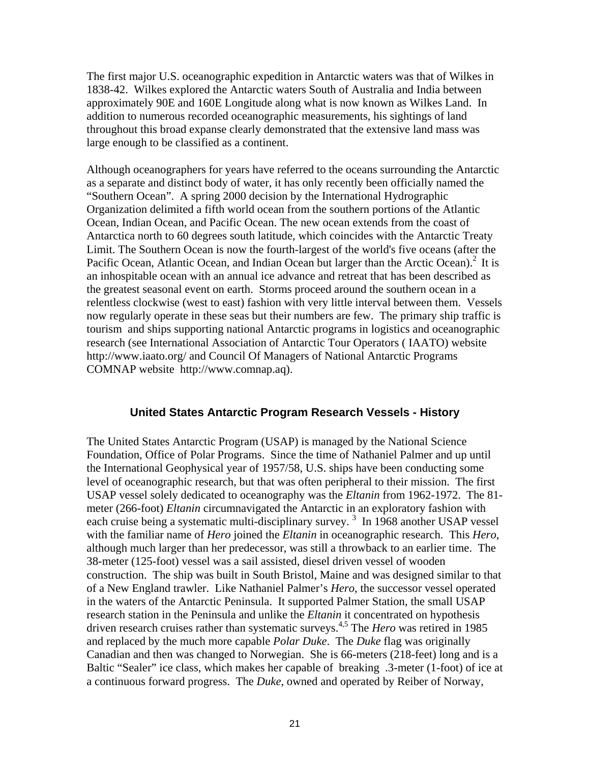The first major U.S. oceanographic expedition in Antarctic waters was that of Wilkes in 1838-42. Wilkes explored the Antarctic waters South of Australia and India between approximately 90E and 160E Longitude along what is now known as Wilkes Land. In addition to numerous recorded oceanographic measurements, his sightings of land throughout this broad expanse clearly demonstrated that the extensive land mass was large enough to be classified as a continent.

Although oceanographers for years have referred to the oceans surrounding the Antarctic as a separate and distinct body of water, it has only recently been officially named the "Southern Ocean". A spring 2000 decision by the International Hydrographic Organization delimited a fifth world ocean from the southern portions of the Atlantic Ocean, Indian Ocean, and Pacific Ocean. The new ocean extends from the coast of Antarctica north to 60 degrees south latitude, which coincides with the Antarctic Treaty Limit. The Southern Ocean is now the fourth-largest of the world's five oceans (after the Pacific Ocean, Atlantic Ocean, and Indian Ocean but larger than the Arctic Ocean).[2] It is an inhospitable ocean with an annual ice advance and retreat that has been described as the greatest seasonal event on earth. Storms proceed around the southern ocean in a relentless clockwise (west to east) fashion with very little interval between them. Vessels now regularly operate in these seas but their numbers are few. The primary ship traffic is tourism and ships supporting national Antarctic programs in logistics and oceanographic research (see International Association of Antarctic Tour Operators ( IAATO) website http://www.iaato.org/ and Council Of Managers of National Antarctic Programs COMNAP website http://www.comnap.aq).

## United States Antarctic Program Research Vessels - History

The United States Antarctic Program (USAP) is managed by the National Science Foundation, Office of Polar Programs. Since the time of Nathaniel Palmer and up until the International Geophysical year of 1957/58, U.S. ships have been conducting some level of oceanographic research, but that was often peripheral to their mission. The first USAP vessel solely dedicated to oceanography was the *Eltanin* from 1962-1972. The 81-meter (266-foot) *Eltanin* circumnavigated the Antarctic in an exploratory fashion with each cruise being a systematic multi-disciplinary survey. [3] In 1968 another USAP vessel with the familiar name of *Hero* joined the *Eltanin* in oceanographic research. This *Hero*, although much larger than her predecessor, was still a throwback to an earlier time. The 38-meter (125-foot) vessel was a sail assisted, diesel driven vessel of wooden construction. The ship was built in South Bristol, Maine and was designed similar to that of a New England trawler. Like Nathaniel Palmer's *Hero*, the successor vessel operated in the waters of the Antarctic Peninsula. It supported Palmer Station, the small USAP research station in the Peninsula and unlike the *Eltanin* it concentrated on hypothesis driven research cruises rather than systematic surveys.[4,5] The *Hero* was retired in 1985 and replaced by the much more capable *Polar Duke*. The *Duke* flag was originally Canadian and then was changed to Norwegian. She is 66-meters (218-feet) long and is a Baltic "Sealer" ice class, which makes her capable of breaking .3-meter (1-foot) of ice at a continuous forward progress. The *Duke*, owned and operated by Reiber of Norway,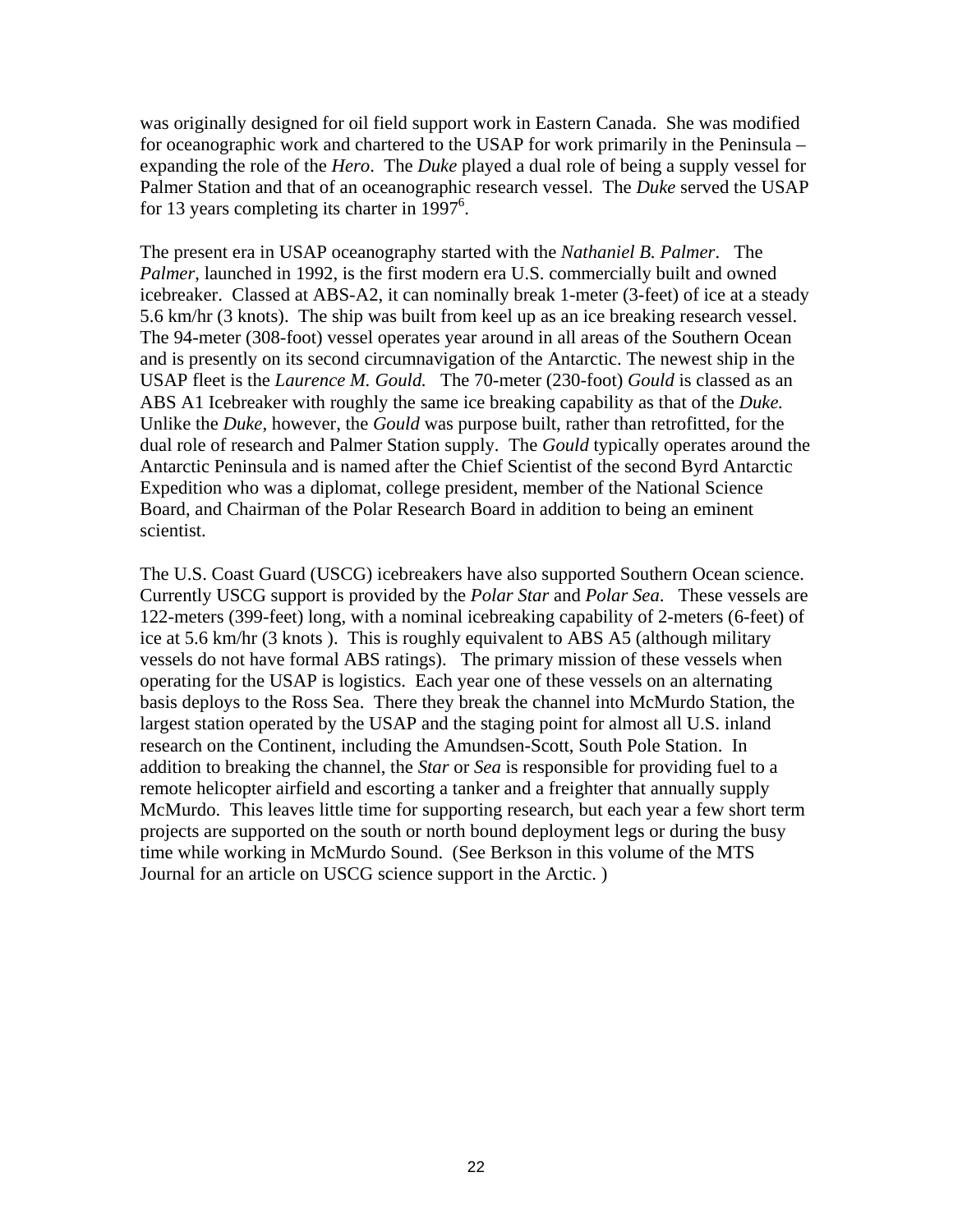was originally designed for oil field support work in Eastern Canada. She was modified for oceanographic work and chartered to the USAP for work primarily in the Peninsula – expanding the role of the *Hero*. The *Duke* played a dual role of being a supply vessel for Palmer Station and that of an oceanographic research vessel. The *Duke* served the USAP for 13 years completing its charter in 1997[6].

The present era in USAP oceanography started with the *Nathaniel B. Palmer*. The *Palmer*, launched in 1992, is the first modern era U.S. commercially built and owned icebreaker. Classed at ABS-A2, it can nominally break 1-meter (3-feet) of ice at a steady 5.6 km/hr (3 knots). The ship was built from keel up as an ice breaking research vessel. The 94-meter (308-foot) vessel operates year around in all areas of the Southern Ocean and is presently on its second circumnavigation of the Antarctic. The newest ship in the USAP fleet is the *Laurence M. Gould.* The 70-meter (230-foot) *Gould* is classed as an ABS A1 Icebreaker with roughly the same ice breaking capability as that of the *Duke.* Unlike the *Duke*, however, the *Gould* was purpose built, rather than retrofitted, for the dual role of research and Palmer Station supply. The *Gould* typically operates around the Antarctic Peninsula and is named after the Chief Scientist of the second Byrd Antarctic Expedition who was a diplomat, college president, member of the National Science Board, and Chairman of the Polar Research Board in addition to being an eminent scientist.

The U.S. Coast Guard (USCG) icebreakers have also supported Southern Ocean science. Currently USCG support is provided by the *Polar Star* and *Polar Sea*. These vessels are 122-meters (399-feet) long, with a nominal icebreaking capability of 2-meters (6-feet) of ice at 5.6 km/hr (3 knots ). This is roughly equivalent to ABS A5 (although military vessels do not have formal ABS ratings). The primary mission of these vessels when operating for the USAP is logistics. Each year one of these vessels on an alternating basis deploys to the Ross Sea. There they break the channel into McMurdo Station, the largest station operated by the USAP and the staging point for almost all U.S. inland research on the Continent, including the Amundsen-Scott, South Pole Station. In addition to breaking the channel, the *Star* or *Sea* is responsible for providing fuel to a remote helicopter airfield and escorting a tanker and a freighter that annually supply McMurdo. This leaves little time for supporting research, but each year a few short term projects are supported on the south or north bound deployment legs or during the busy time while working in McMurdo Sound. (See Berkson in this volume of the MTS Journal for an article on USCG science support in the Arctic. )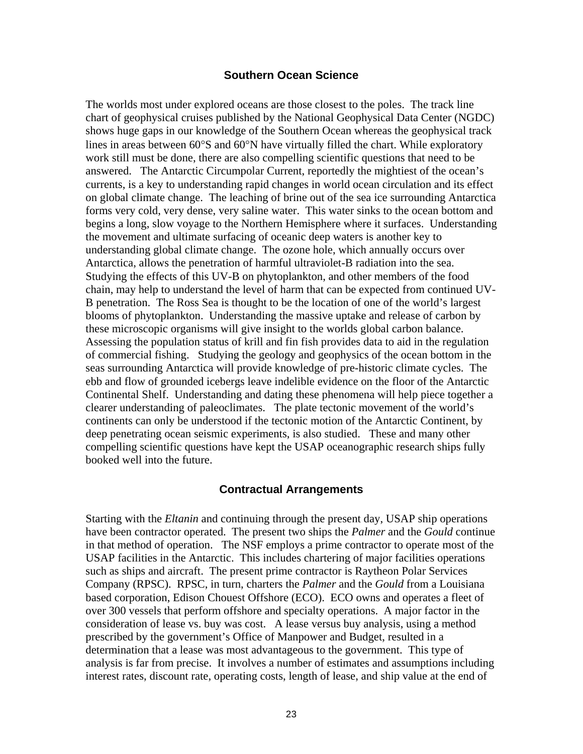## Southern Ocean Science

The worlds most under explored oceans are those closest to the poles. The track line chart of geophysical cruises published by the National Geophysical Data Center (NGDC) shows huge gaps in our knowledge of the Southern Ocean whereas the geophysical track lines in areas between 60°S and 60°N have virtually filled the chart. While exploratory work still must be done, there are also compelling scientific questions that need to be answered. The Antarctic Circumpolar Current, reportedly the mightiest of the ocean's currents, is a key to understanding rapid changes in world ocean circulation and its effect on global climate change. The leaching of brine out of the sea ice surrounding Antarctica forms very cold, very dense, very saline water. This water sinks to the ocean bottom and begins a long, slow voyage to the Northern Hemisphere where it surfaces. Understanding the movement and ultimate surfacing of oceanic deep waters is another key to understanding global climate change. The ozone hole, which annually occurs over Antarctica, allows the penetration of harmful ultraviolet-B radiation into the sea. Studying the effects of this UV-B on phytoplankton, and other members of the food chain, may help to understand the level of harm that can be expected from continued UV-B penetration. The Ross Sea is thought to be the location of one of the world's largest blooms of phytoplankton. Understanding the massive uptake and release of carbon by these microscopic organisms will give insight to the worlds global carbon balance. Assessing the population status of krill and fin fish provides data to aid in the regulation of commercial fishing. Studying the geology and geophysics of the ocean bottom in the seas surrounding Antarctica will provide knowledge of pre-historic climate cycles. The ebb and flow of grounded icebergs leave indelible evidence on the floor of the Antarctic Continental Shelf. Understanding and dating these phenomena will help piece together a clearer understanding of paleoclimates. The plate tectonic movement of the world's continents can only be understood if the tectonic motion of the Antarctic Continent, by deep penetrating ocean seismic experiments, is also studied. These and many other compelling scientific questions have kept the USAP oceanographic research ships fully booked well into the future.

## Contractual Arrangements

Starting with the *Eltanin* and continuing through the present day, USAP ship operations have been contractor operated. The present two ships the *Palmer* and the *Gould* continue in that method of operation. The NSF employs a prime contractor to operate most of the USAP facilities in the Antarctic. This includes chartering of major facilities operations such as ships and aircraft. The present prime contractor is Raytheon Polar Services Company (RPSC). RPSC, in turn, charters the *Palmer* and the *Gould* from a Louisiana based corporation, Edison Chouest Offshore (ECO). ECO owns and operates a fleet of over 300 vessels that perform offshore and specialty operations. A major factor in the consideration of lease vs. buy was cost. A lease versus buy analysis, using a method prescribed by the government's Office of Manpower and Budget, resulted in a determination that a lease was most advantageous to the government. This type of analysis is far from precise. It involves a number of estimates and assumptions including interest rates, discount rate, operating costs, length of lease, and ship value at the end of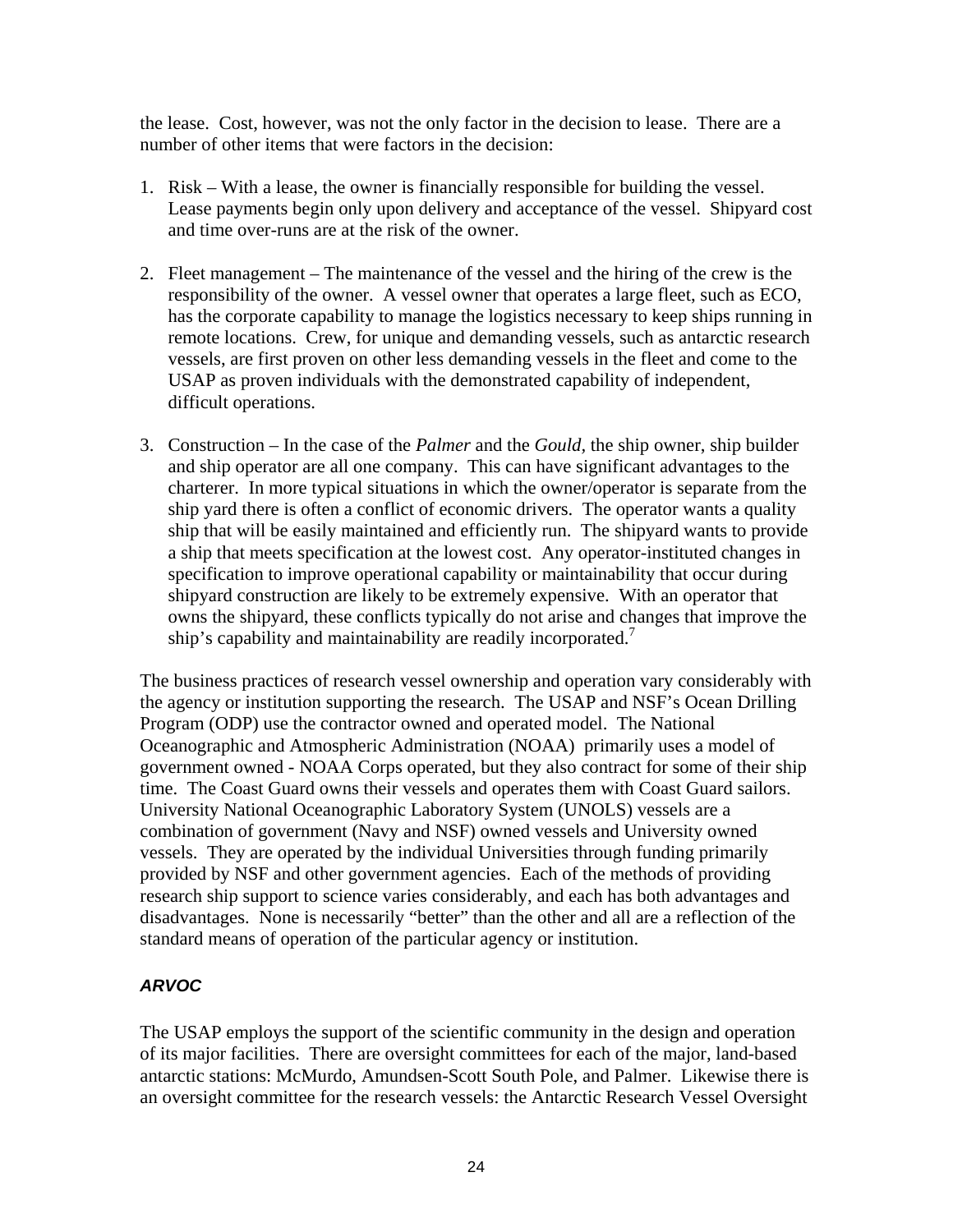the lease. Cost, however, was not the only factor in the decision to lease. There are a number of other items that were factors in the decision:

1. Risk – With a lease, the owner is financially responsible for building the vessel. Lease payments begin only upon delivery and acceptance of the vessel. Shipyard cost and time over-runs are at the risk of the owner.

2. Fleet management – The maintenance of the vessel and the hiring of the crew is the responsibility of the owner. A vessel owner that operates a large fleet, such as ECO, has the corporate capability to manage the logistics necessary to keep ships running in remote locations. Crew, for unique and demanding vessels, such as antarctic research vessels, are first proven on other less demanding vessels in the fleet and come to the USAP as proven individuals with the demonstrated capability of independent, difficult operations.

3. Construction – In the case of the *Palmer* and the *Gould*, the ship owner, ship builder and ship operator are all one company. This can have significant advantages to the charterer. In more typical situations in which the owner/operator is separate from the ship yard there is often a conflict of economic drivers. The operator wants a quality ship that will be easily maintained and efficiently run. The shipyard wants to provide a ship that meets specification at the lowest cost. Any operator-instituted changes in specification to improve operational capability or maintainability that occur during shipyard construction are likely to be extremely expensive. With an operator that owns the shipyard, these conflicts typically do not arise and changes that improve the ship's capability and maintainability are readily incorporated.[7]

The business practices of research vessel ownership and operation vary considerably with the agency or institution supporting the research. The USAP and NSF's Ocean Drilling Program (ODP) use the contractor owned and operated model. The National Oceanographic and Atmospheric Administration (NOAA) primarily uses a model of government owned - NOAA Corps operated, but they also contract for some of their ship time. The Coast Guard owns their vessels and operates them with Coast Guard sailors. University National Oceanographic Laboratory System (UNOLS) vessels are a combination of government (Navy and NSF) owned vessels and University owned vessels. They are operated by the individual Universities through funding primarily provided by NSF and other government agencies. Each of the methods of providing research ship support to science varies considerably, and each has both advantages and disadvantages. None is necessarily "better" than the other and all are a reflection of the standard means of operation of the particular agency or institution.

### *ARVOC*

The USAP employs the support of the scientific community in the design and operation of its major facilities. There are oversight committees for each of the major, land-based antarctic stations: McMurdo, Amundsen-Scott South Pole, and Palmer. Likewise there is an oversight committee for the research vessels: the Antarctic Research Vessel Oversight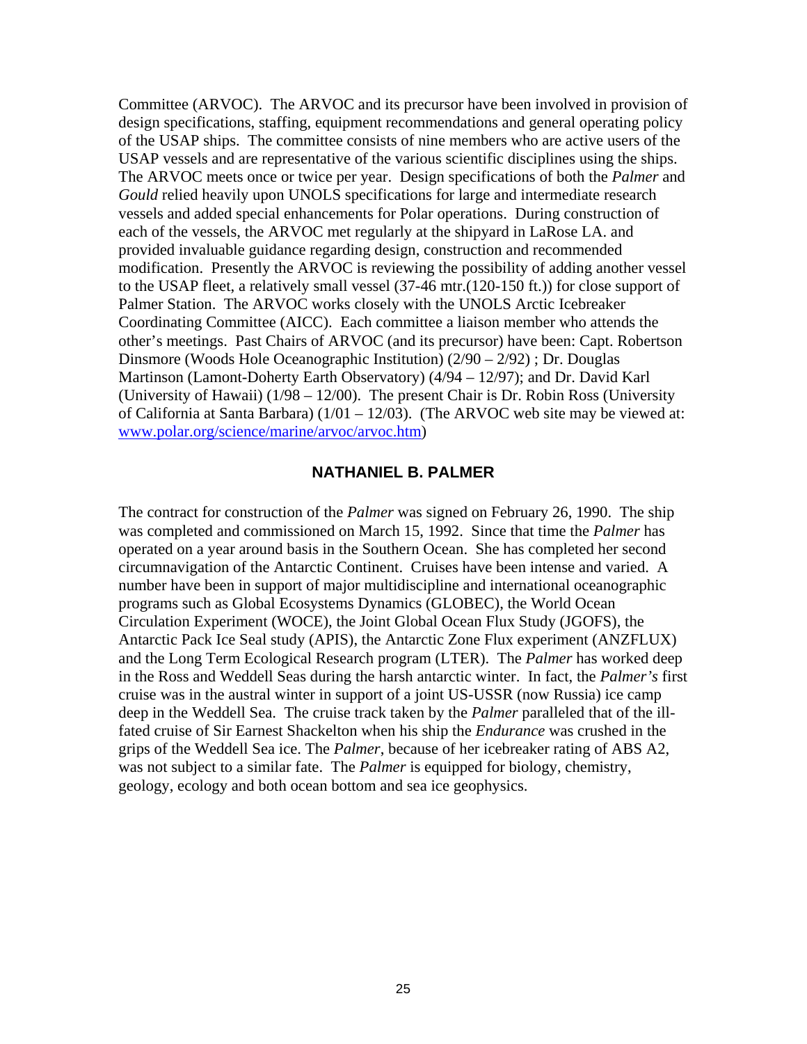Committee (ARVOC). The ARVOC and its precursor have been involved in provision of design specifications, staffing, equipment recommendations and general operating policy of the USAP ships. The committee consists of nine members who are active users of the USAP vessels and are representative of the various scientific disciplines using the ships. The ARVOC meets once or twice per year. Design specifications of both the *Palmer* and *Gould* relied heavily upon UNOLS specifications for large and intermediate research vessels and added special enhancements for Polar operations. During construction of each of the vessels, the ARVOC met regularly at the shipyard in LaRose LA. and provided invaluable guidance regarding design, construction and recommended modification. Presently the ARVOC is reviewing the possibility of adding another vessel to the USAP fleet, a relatively small vessel (37-46 mtr.(120-150 ft.)) for close support of Palmer Station. The ARVOC works closely with the UNOLS Arctic Icebreaker Coordinating Committee (AICC). Each committee a liaison member who attends the other's meetings. Past Chairs of ARVOC (and its precursor) have been: Capt. Robertson Dinsmore (Woods Hole Oceanographic Institution) (2/90 – 2/92) ; Dr. Douglas Martinson (Lamont-Doherty Earth Observatory) (4/94 – 12/97); and Dr. David Karl (University of Hawaii) (1/98 – 12/00). The present Chair is Dr. Robin Ross (University of California at Santa Barbara) (1/01 – 12/03). (The ARVOC web site may be viewed at: [www.polar.org/science/marine/arvoc/arvoc.htm](www.polar.org/science/marine/arvoc/arvoc.htm))

## NATHANIEL B. PALMER

The contract for construction of the *Palmer* was signed on February 26, 1990. The ship was completed and commissioned on March 15, 1992. Since that time the *Palmer* has operated on a year around basis in the Southern Ocean. She has completed her second circumnavigation of the Antarctic Continent. Cruises have been intense and varied. A number have been in support of major multidiscipline and international oceanographic programs such as Global Ecosystems Dynamics (GLOBEC), the World Ocean Circulation Experiment (WOCE), the Joint Global Ocean Flux Study (JGOFS), the Antarctic Pack Ice Seal study (APIS), the Antarctic Zone Flux experiment (ANZFLUX) and the Long Term Ecological Research program (LTER). The *Palmer* has worked deep in the Ross and Weddell Seas during the harsh antarctic winter. In fact, the *Palmer's* first cruise was in the austral winter in support of a joint US-USSR (now Russia) ice camp deep in the Weddell Sea. The cruise track taken by the *Palmer* paralleled that of the ill-fated cruise of Sir Earnest Shackelton when his ship the *Endurance* was crushed in the grips of the Weddell Sea ice. The *Palmer*, because of her icebreaker rating of ABS A2, was not subject to a similar fate. The *Palmer* is equipped for biology, chemistry, geology, ecology and both ocean bottom and sea ice geophysics.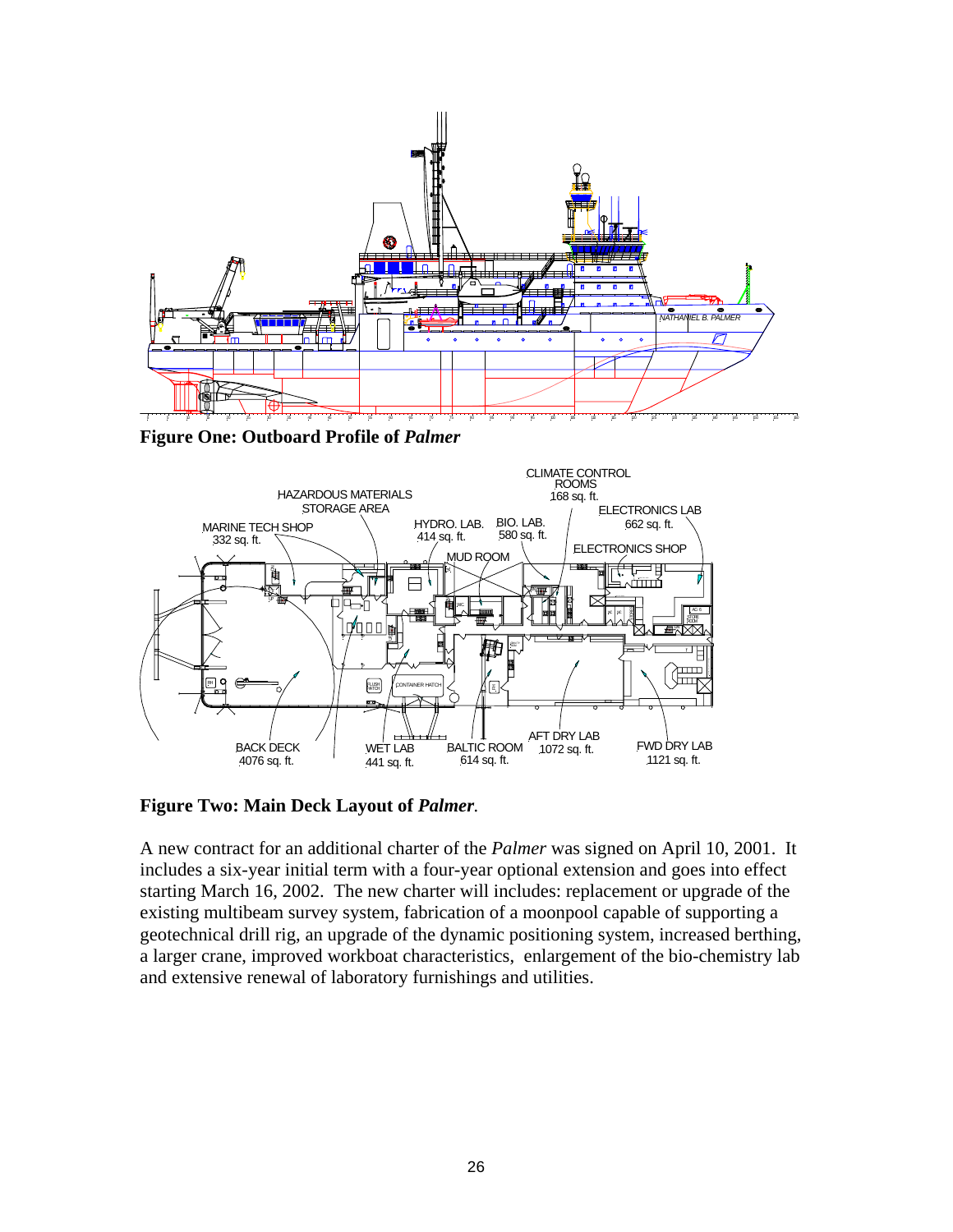**Figure One: Outboard Profile of *Palmer***

**Figure Two: Main Deck Layout of *Palmer*.**

A new contract for an additional charter of the *Palmer* was signed on April 10, 2001. It includes a six-year initial term with a four-year optional extension and goes into effect starting March 16, 2002. The new charter will includes: replacement or upgrade of the existing multibeam survey system, fabrication of a moonpool capable of supporting a geotechnical drill rig, an upgrade of the dynamic positioning system, increased berthing, a larger crane, improved workboat characteristics, enlargement of the bio-chemistry lab and extensive renewal of laboratory furnishings and utilities.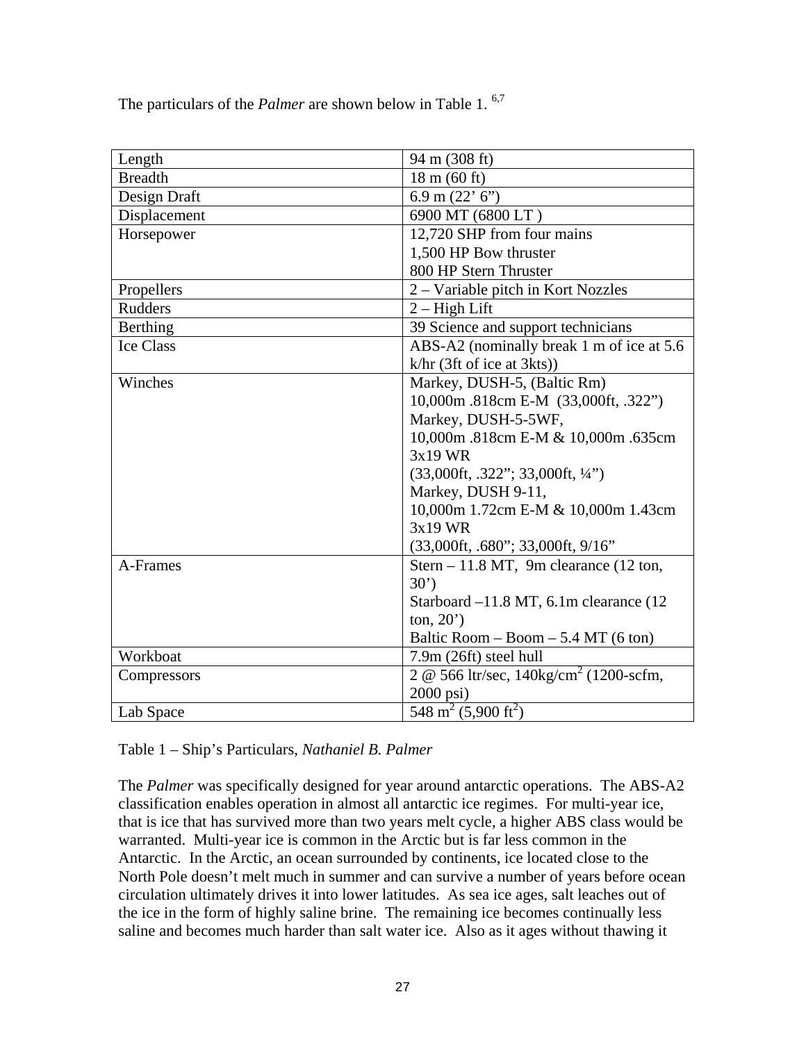The particulars of the *Palmer* are shown below in Table 1. [6,7]

| Length | 94 m (308 ft) |
|---|---|
| Breadth | 18 m (60 ft) |
| Design Draft | 6.9 m (22' 6") |
| Displacement | 6900 MT (6800 LT ) |
| Horsepower | 12,720 SHP from four mains<br>1,500 HP Bow thruster<br>800 HP Stern Thruster |
| Propellers | 2 – Variable pitch in Kort Nozzles |
| Rudders | 2 – High Lift |
| Berthing | 39 Science and support technicians |
| Ice Class | ABS-A2 (nominally break 1 m of ice at 5.6 k/hr (3ft of ice at 3kts)) |
| Winches | Markey, DUSH-5, (Baltic Rm)<br>10,000m .818cm E-M (33,000ft, .322")<br>Markey, DUSH-5-5WF,<br>10,000m .818cm E-M & 10,000m .635cm 3x19 WR<br>(33,000ft, .322"; 33,000ft, ¼")<br>Markey, DUSH 9-11,<br>10,000m 1.72cm E-M & 10,000m 1.43cm 3x19 WR<br>(33,000ft, .680"; 33,000ft, 9/16" |
| A-Frames | Stern – 11.8 MT, 9m clearance (12 ton, 30')<br>Starboard –11.8 MT, 6.1m clearance (12 ton, 20')<br>Baltic Room – Boom – 5.4 MT (6 ton) |
| Workboat | 7.9m (26ft) steel hull |
| Compressors | 2 @ 566 ltr/sec, 140kg/cm$^2$ (1200-scfm, 2000 psi) |
| Lab Space | 548 m$^2$ (5,900 ft$^2$) |

Table 1 – Ship's Particulars, *Nathaniel B. Palmer*

The *Palmer* was specifically designed for year around antarctic operations. The ABS-A2 classification enables operation in almost all antarctic ice regimes. For multi-year ice, that is ice that has survived more than two years melt cycle, a higher ABS class would be warranted. Multi-year ice is common in the Arctic but is far less common in the Antarctic. In the Arctic, an ocean surrounded by continents, ice located close to the North Pole doesn't melt much in summer and can survive a number of years before ocean circulation ultimately drives it into lower latitudes. As sea ice ages, salt leaches out of the ice in the form of highly saline brine. The remaining ice becomes continually less saline and becomes much harder than salt water ice. Also as it ages without thawing it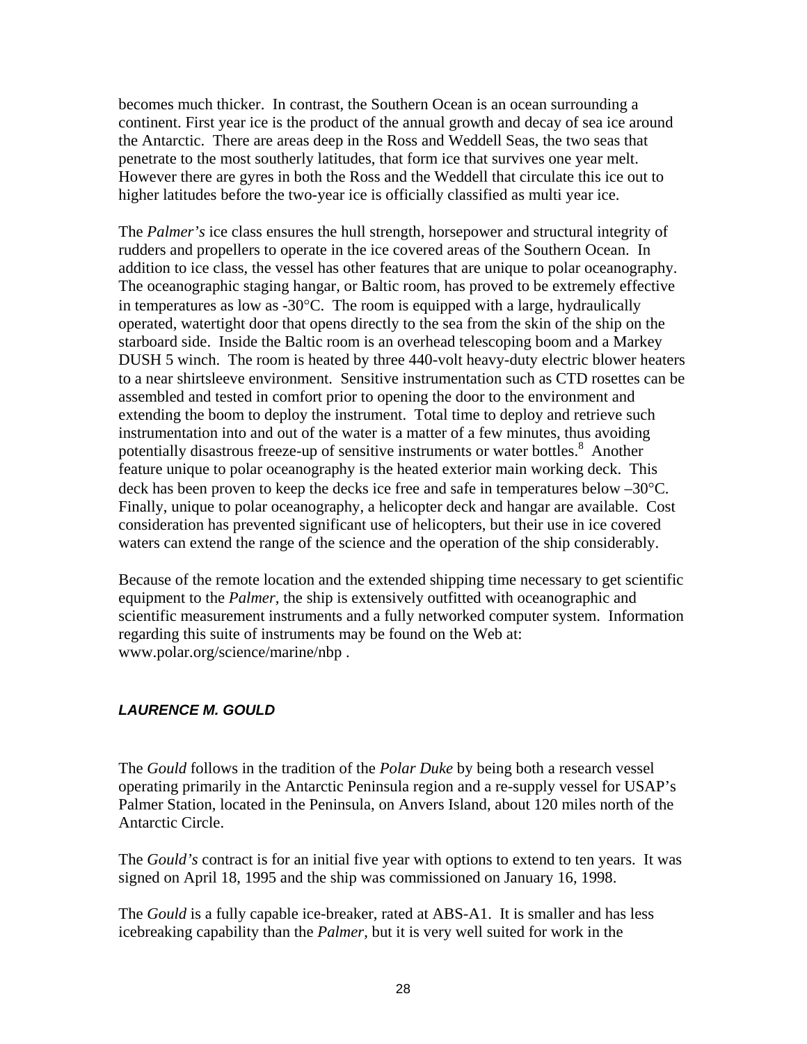becomes much thicker. In contrast, the Southern Ocean is an ocean surrounding a continent. First year ice is the product of the annual growth and decay of sea ice around the Antarctic. There are areas deep in the Ross and Weddell Seas, the two seas that penetrate to the most southerly latitudes, that form ice that survives one year melt. However there are gyres in both the Ross and the Weddell that circulate this ice out to higher latitudes before the two-year ice is officially classified as multi year ice.

The *Palmer's* ice class ensures the hull strength, horsepower and structural integrity of rudders and propellers to operate in the ice covered areas of the Southern Ocean. In addition to ice class, the vessel has other features that are unique to polar oceanography. The oceanographic staging hangar, or Baltic room, has proved to be extremely effective in temperatures as low as -30°C. The room is equipped with a large, hydraulically operated, watertight door that opens directly to the sea from the skin of the ship on the starboard side. Inside the Baltic room is an overhead telescoping boom and a Markey DUSH 5 winch. The room is heated by three 440-volt heavy-duty electric blower heaters to a near shirtsleeve environment. Sensitive instrumentation such as CTD rosettes can be assembled and tested in comfort prior to opening the door to the environment and extending the boom to deploy the instrument. Total time to deploy and retrieve such instrumentation into and out of the water is a matter of a few minutes, thus avoiding potentially disastrous freeze-up of sensitive instruments or water bottles.[8] Another feature unique to polar oceanography is the heated exterior main working deck. This deck has been proven to keep the decks ice free and safe in temperatures below –30°C. Finally, unique to polar oceanography, a helicopter deck and hangar are available. Cost consideration has prevented significant use of helicopters, but their use in ice covered waters can extend the range of the science and the operation of the ship considerably.

Because of the remote location and the extended shipping time necessary to get scientific equipment to the *Palmer*, the ship is extensively outfitted with oceanographic and scientific measurement instruments and a fully networked computer system. Information regarding this suite of instruments may be found on the Web at: www.polar.org/science/marine/nbp .

### ***LAURENCE M. GOULD***

The *Gould* follows in the tradition of the *Polar Duke* by being both a research vessel operating primarily in the Antarctic Peninsula region and a re-supply vessel for USAP's Palmer Station, located in the Peninsula, on Anvers Island, about 120 miles north of the Antarctic Circle.

The *Gould's* contract is for an initial five year with options to extend to ten years. It was signed on April 18, 1995 and the ship was commissioned on January 16, 1998.

The *Gould* is a fully capable ice-breaker, rated at ABS-A1. It is smaller and has less icebreaking capability than the *Palmer*, but it is very well suited for work in the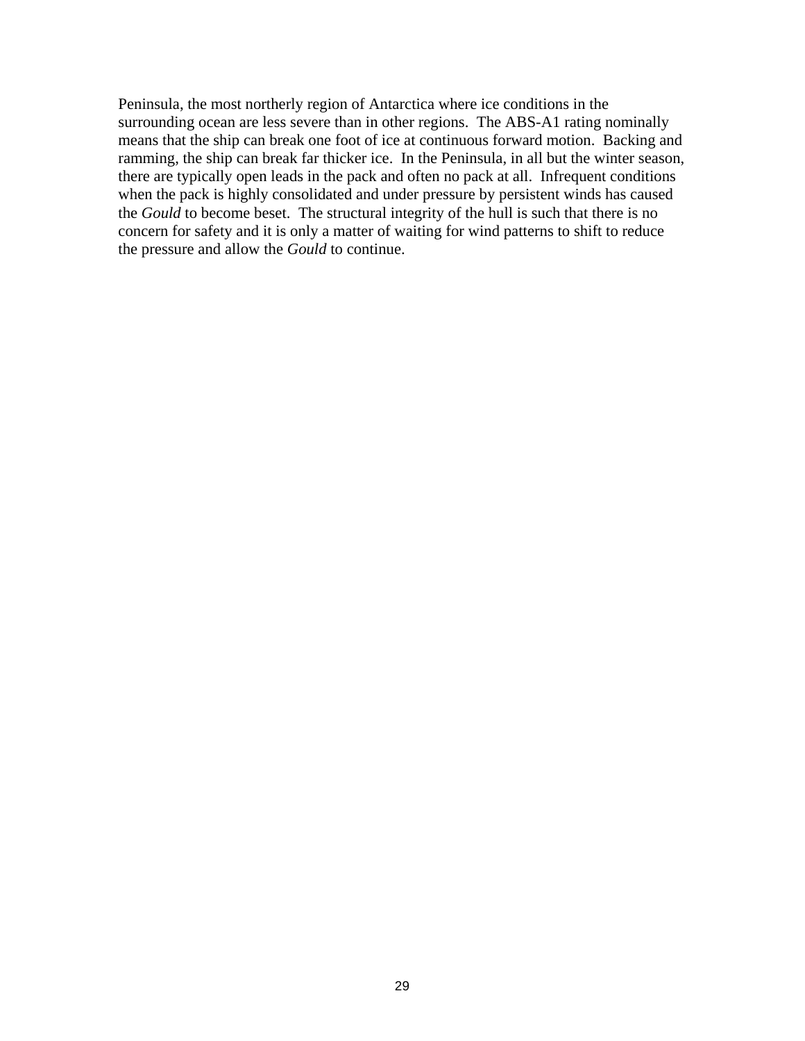Peninsula, the most northerly region of Antarctica where ice conditions in the surrounding ocean are less severe than in other regions. The ABS-A1 rating nominally means that the ship can break one foot of ice at continuous forward motion. Backing and ramming, the ship can break far thicker ice. In the Peninsula, in all but the winter season, there are typically open leads in the pack and often no pack at all. Infrequent conditions when the pack is highly consolidated and under pressure by persistent winds has caused the *Gould* to become beset. The structural integrity of the hull is such that there is no concern for safety and it is only a matter of waiting for wind patterns to shift to reduce the pressure and allow the *Gould* to continue.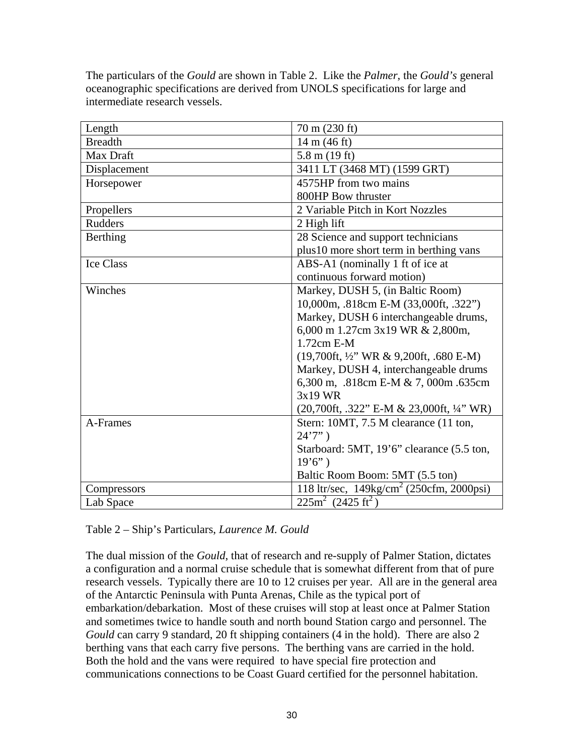The particulars of the *Gould* are shown in Table 2. Like the *Palmer*, the *Gould's* general oceanographic specifications are derived from UNOLS specifications for large and intermediate research vessels.

| Length | 70 m (230 ft) |
|---|---|
| Breadth | 14 m (46 ft) |
| Max Draft | 5.8 m (19 ft) |
| Displacement | 3411 LT (3468 MT) (1599 GRT) |
| Horsepower | 4575HP from two mains<br>800HP Bow thruster |
| Propellers | 2 Variable Pitch in Kort Nozzles |
| Rudders | 2 High lift |
| Berthing | 28 Science and support technicians plus10 more short term in berthing vans |
| Ice Class | ABS-A1 (nominally 1 ft of ice at continuous forward motion) |
| Winches | Markey, DUSH 5, (in Baltic Room) 10,000m, .818cm E-M (33,000ft, .322")<br>Markey, DUSH 6 interchangeable drums, 6,000 m 1.27cm 3x19 WR & 2,800m, 1.72cm E-M<br>(19,700ft, ½" WR & 9,200ft, .680 E-M)<br>Markey, DUSH 4, interchangeable drums 6,300 m, .818cm E-M & 7, 000m .635cm 3x19 WR<br>(20,700ft, .322" E-M & 23,000ft, ¼" WR) |
| A-Frames | Stern: 10MT, 7.5 M clearance (11 ton, 24'7" )<br>Starboard: 5MT, 19'6" clearance (5.5 ton, 19'6" )<br>Baltic Room Boom: 5MT (5.5 ton) |
| Compressors | 118 ltr/sec, 149kg/cm$^2$ (250cfm, 2000psi) |
| Lab Space | 225m$^2$ (2425 ft$^2$ ) |

Table 2 – Ship's Particulars, *Laurence M. Gould*

The dual mission of the *Gould*, that of research and re-supply of Palmer Station, dictates a configuration and a normal cruise schedule that is somewhat different from that of pure research vessels. Typically there are 10 to 12 cruises per year. All are in the general area of the Antarctic Peninsula with Punta Arenas, Chile as the typical port of embarkation/debarkation. Most of these cruises will stop at least once at Palmer Station and sometimes twice to handle south and north bound Station cargo and personnel. The *Gould* can carry 9 standard, 20 ft shipping containers (4 in the hold). There are also 2 berthing vans that each carry five persons. The berthing vans are carried in the hold. Both the hold and the vans were required to have special fire protection and communications connections to be Coast Guard certified for the personnel habitation.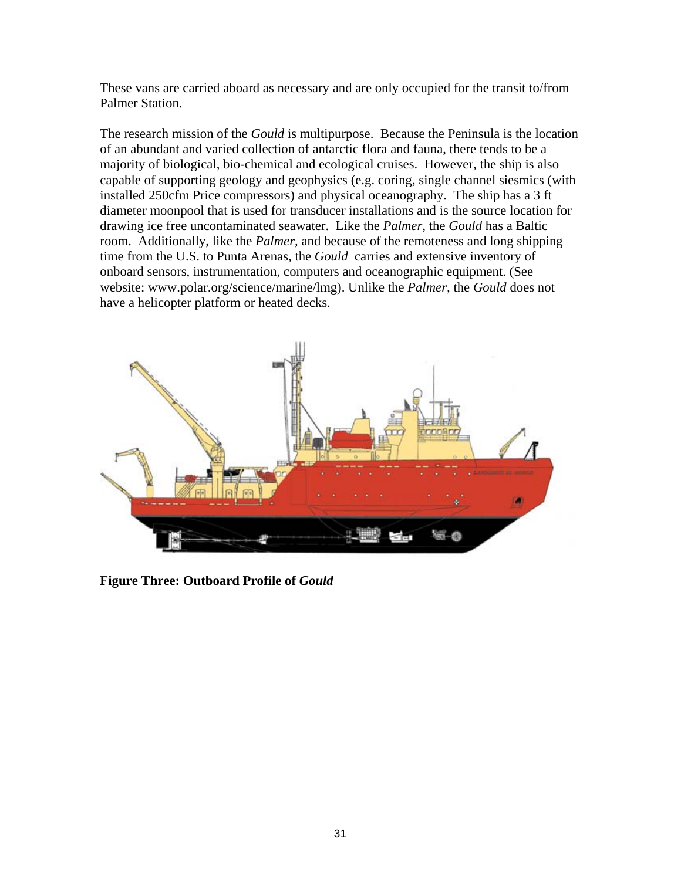These vans are carried aboard as necessary and are only occupied for the transit to/from Palmer Station.

The research mission of the *Gould* is multipurpose. Because the Peninsula is the location of an abundant and varied collection of antarctic flora and fauna, there tends to be a majority of biological, bio-chemical and ecological cruises. However, the ship is also capable of supporting geology and geophysics (e.g. coring, single channel seismics (with installed 250cfm Price compressors) and physical oceanography. The ship has a 3 ft diameter moonpool that is used for transducer installations and is the source location for drawing ice free uncontaminated seawater. Like the *Palmer*, the *Gould* has a Baltic room. Additionally, like the *Palmer*, and because of the remoteness and long shipping time from the U.S. to Punta Arenas, the *Gould* carries and extensive inventory of onboard sensors, instrumentation, computers and oceanographic equipment. (See website: www.polar.org/science/marine/lmg). Unlike the *Palmer*, the *Gould* does not have a helicopter platform or heated decks.

**Figure Three: Outboard Profile of *Gould***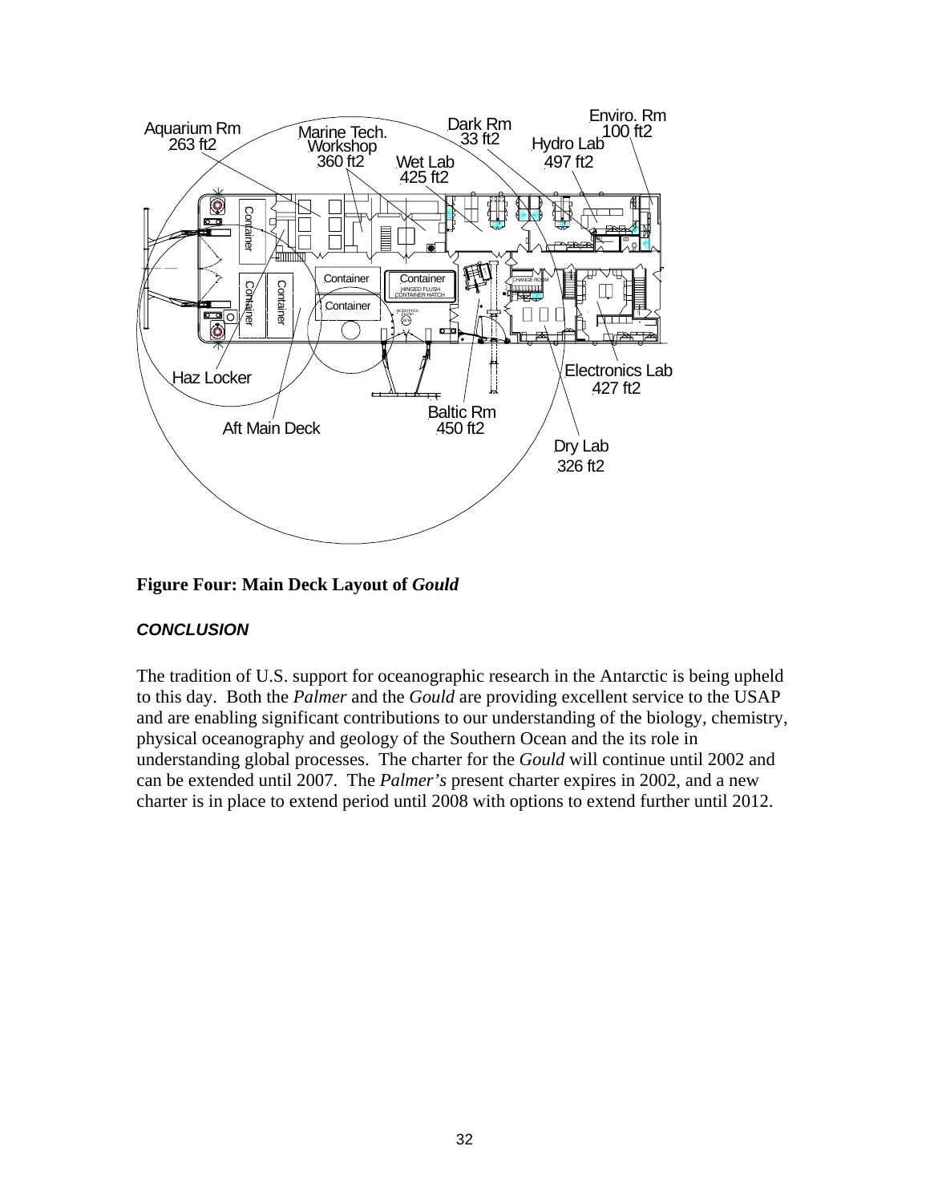**Figure Four: Main Deck Layout of *Gould***

### ***CONCLUSION***

The tradition of U.S. support for oceanographic research in the Antarctic is being upheld to this day. Both the *Palmer* and the *Gould* are providing excellent service to the USAP and are enabling significant contributions to our understanding of the biology, chemistry, physical oceanography and geology of the Southern Ocean and the its role in understanding global processes. The charter for the *Gould* will continue until 2002 and can be extended until 2007. The *Palmer's* present charter expires in 2002, and a new charter is in place to extend period until 2008 with options to extend further until 2012.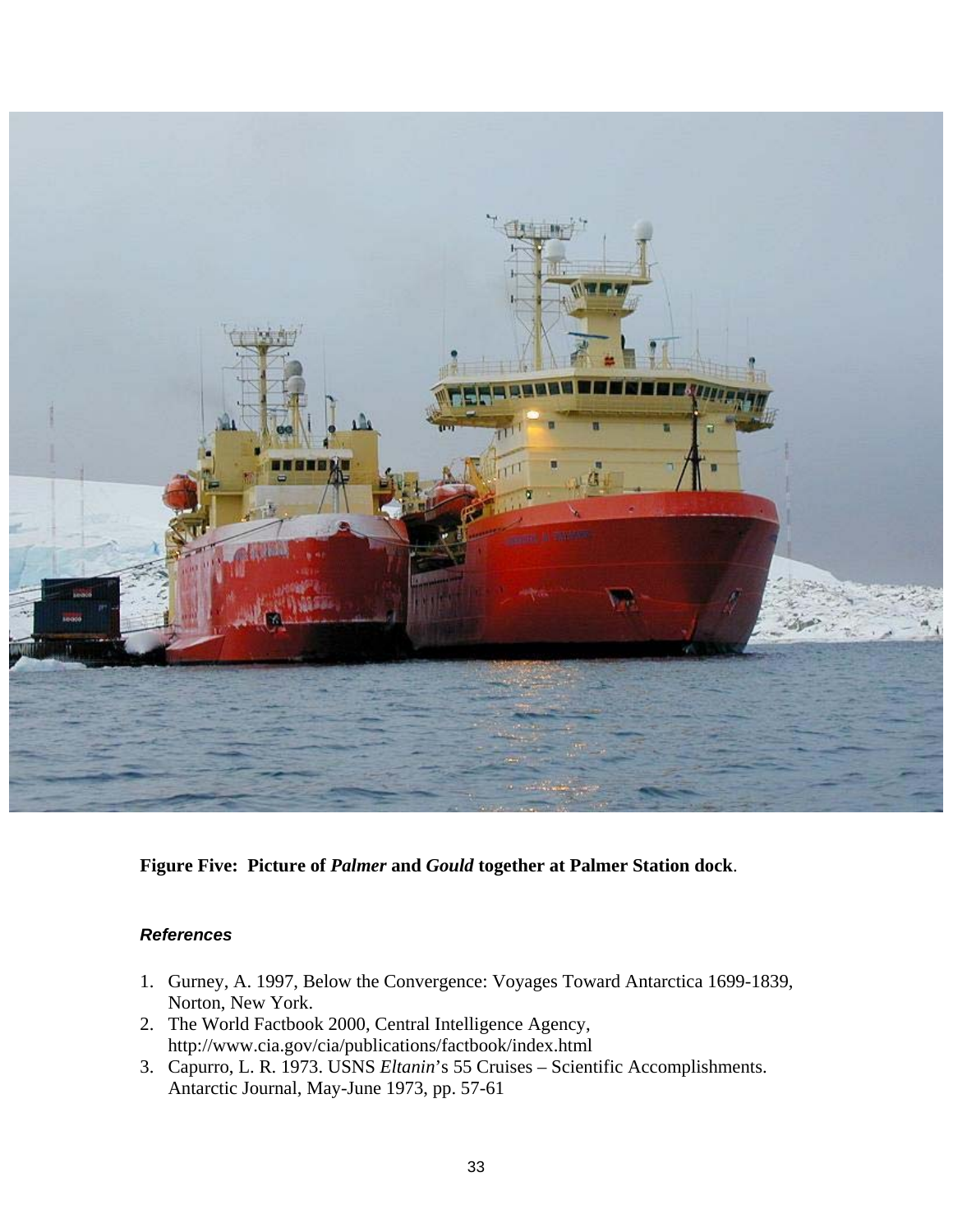**Figure Five: Picture of *Palmer* and *Gould* together at Palmer Station dock**.

### *References*

1. Gurney, A. 1997, Below the Convergence: Voyages Toward Antarctica 1699-1839, Norton, New York.
2. The World Factbook 2000, Central Intelligence Agency, http://www.cia.gov/cia/publications/factbook/index.html
3. Capurro, L. R. 1973. USNS *Eltanin*'s 55 Cruises – Scientific Accomplishments. Antarctic Journal, May-June 1973, pp. 57-61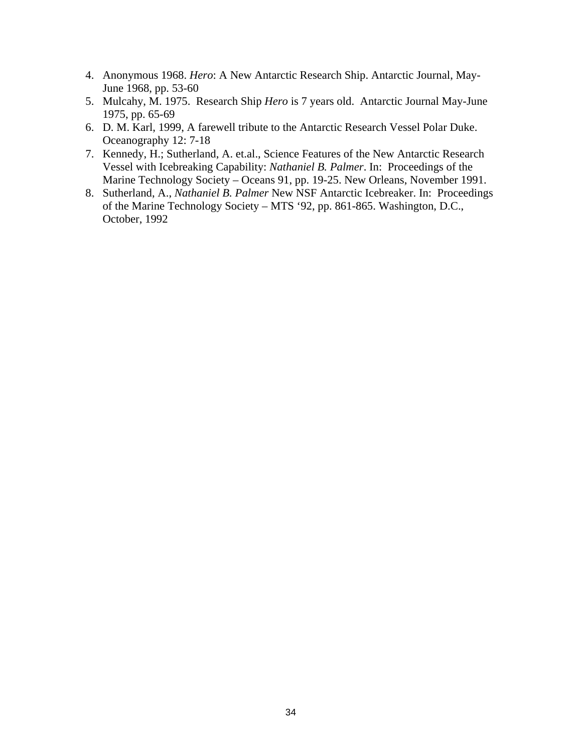4. Anonymous 1968. *Hero*: A New Antarctic Research Ship. Antarctic Journal, May-June 1968, pp. 53-60
5. Mulcahy, M. 1975. Research Ship *Hero* is 7 years old. Antarctic Journal May-June 1975, pp. 65-69
6. D. M. Karl, 1999, A farewell tribute to the Antarctic Research Vessel Polar Duke. Oceanography 12: 7-18
7. Kennedy, H.; Sutherland, A. et.al., Science Features of the New Antarctic Research Vessel with Icebreaking Capability: *Nathaniel B. Palmer*. In: Proceedings of the Marine Technology Society – Oceans 91, pp. 19-25. New Orleans, November 1991.
8. Sutherland, A., *Nathaniel B. Palmer* New NSF Antarctic Icebreaker. In: Proceedings of the Marine Technology Society – MTS '92, pp. 861-865. Washington, D.C., October, 1992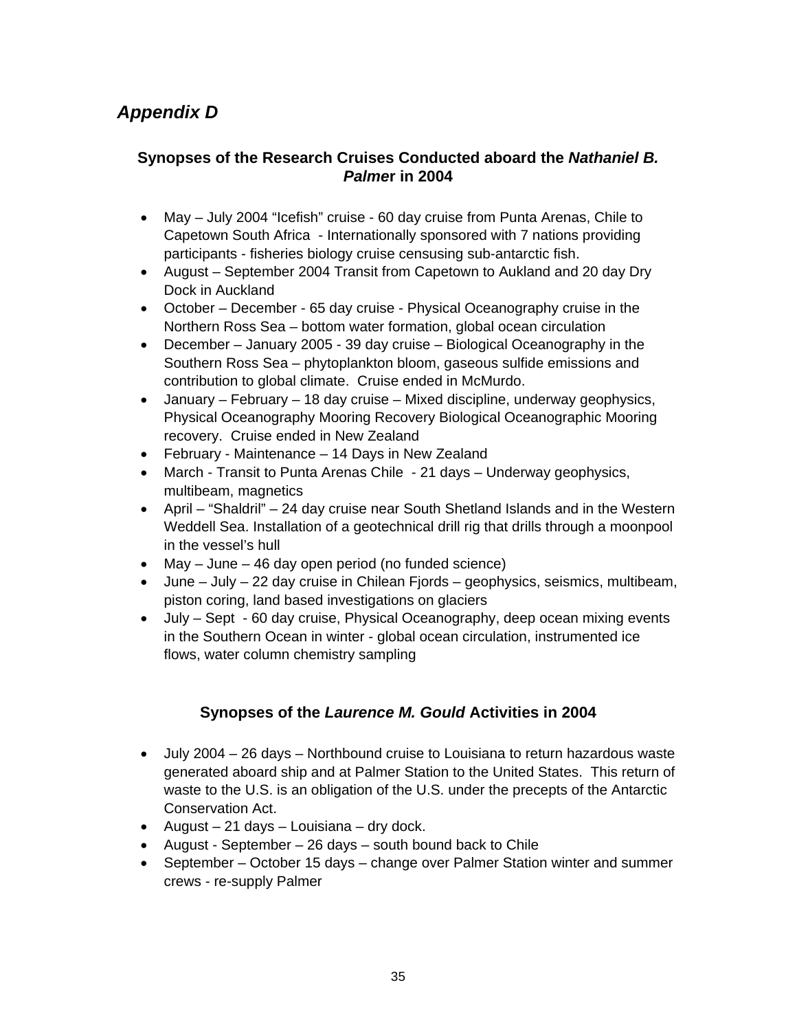## *Appendix D*

### Synopses of the Research Cruises Conducted aboard the *Nathaniel B. Palme*r in 2004

- May – July 2004 "Icefish" cruise - 60 day cruise from Punta Arenas, Chile to Capetown South Africa - Internationally sponsored with 7 nations providing participants - fisheries biology cruise censusing sub-antarctic fish.
- August – September 2004 Transit from Capetown to Aukland and 20 day Dry Dock in Auckland
- October – December - 65 day cruise - Physical Oceanography cruise in the Northern Ross Sea – bottom water formation, global ocean circulation
- December – January 2005 - 39 day cruise – Biological Oceanography in the Southern Ross Sea – phytoplankton bloom, gaseous sulfide emissions and contribution to global climate. Cruise ended in McMurdo.
- January – February – 18 day cruise – Mixed discipline, underway geophysics, Physical Oceanography Mooring Recovery Biological Oceanographic Mooring recovery. Cruise ended in New Zealand
- February - Maintenance – 14 Days in New Zealand
- March - Transit to Punta Arenas Chile - 21 days – Underway geophysics, multibeam, magnetics
- April – "Shaldril" – 24 day cruise near South Shetland Islands and in the Western Weddell Sea. Installation of a geotechnical drill rig that drills through a moonpool in the vessel's hull
- May – June – 46 day open period (no funded science)
- June – July – 22 day cruise in Chilean Fjords – geophysics, seismics, multibeam, piston coring, land based investigations on glaciers
- July – Sept - 60 day cruise, Physical Oceanography, deep ocean mixing events in the Southern Ocean in winter - global ocean circulation, instrumented ice flows, water column chemistry sampling

### Synopses of the *Laurence M. Gould* Activities in 2004

- July 2004 – 26 days – Northbound cruise to Louisiana to return hazardous waste generated aboard ship and at Palmer Station to the United States. This return of waste to the U.S. is an obligation of the U.S. under the precepts of the Antarctic Conservation Act.
- August – 21 days – Louisiana – dry dock.
- August - September – 26 days – south bound back to Chile
- September – October 15 days – change over Palmer Station winter and summer crews - re-supply Palmer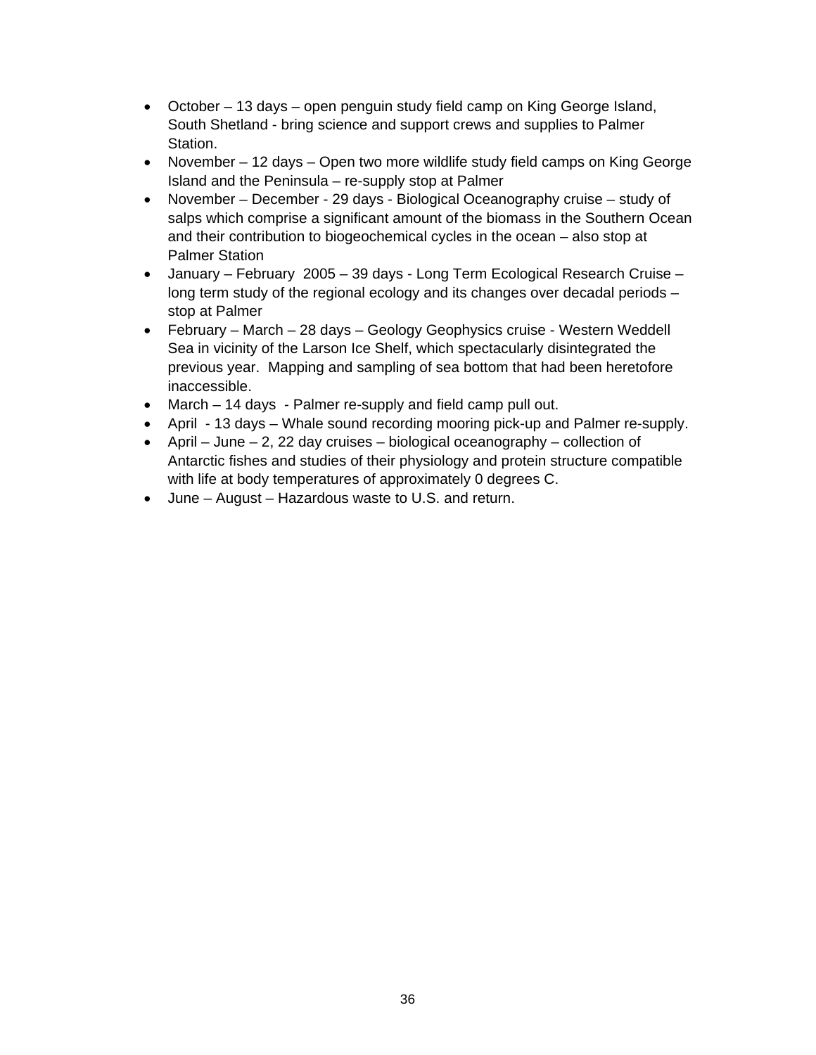- October – 13 days – open penguin study field camp on King George Island, South Shetland - bring science and support crews and supplies to Palmer Station.
- November – 12 days – Open two more wildlife study field camps on King George Island and the Peninsula – re-supply stop at Palmer
- November – December - 29 days - Biological Oceanography cruise – study of salps which comprise a significant amount of the biomass in the Southern Ocean and their contribution to biogeochemical cycles in the ocean – also stop at Palmer Station
- January – February 2005 – 39 days - Long Term Ecological Research Cruise – long term study of the regional ecology and its changes over decadal periods – stop at Palmer
- February – March – 28 days – Geology Geophysics cruise - Western Weddell Sea in vicinity of the Larson Ice Shelf, which spectacularly disintegrated the previous year. Mapping and sampling of sea bottom that had been heretofore inaccessible.
- March – 14 days - Palmer re-supply and field camp pull out.
- April - 13 days – Whale sound recording mooring pick-up and Palmer re-supply.
- April – June – 2, 22 day cruises – biological oceanography – collection of Antarctic fishes and studies of their physiology and protein structure compatible with life at body temperatures of approximately 0 degrees C.
- June – August – Hazardous waste to U.S. and return.